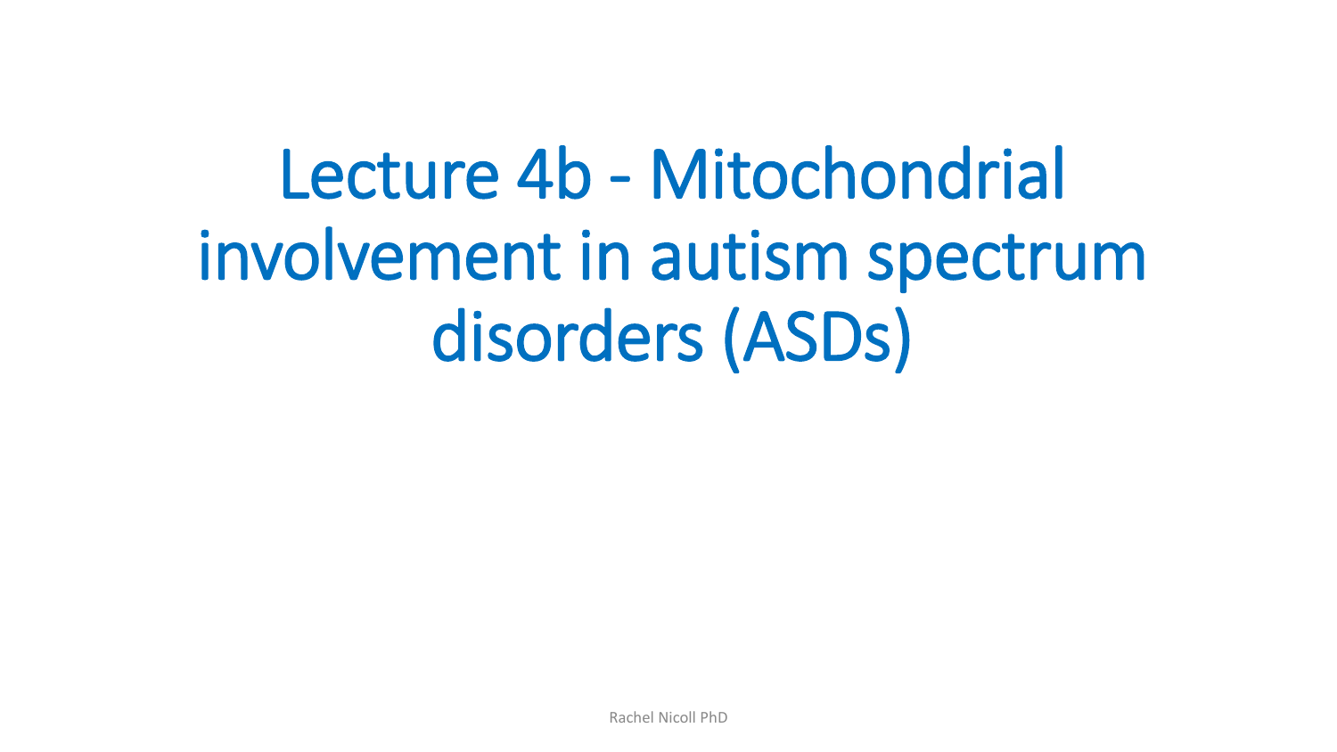# Lecture 4b - Mitochondrial involvement in autism spectrum disorders (ASDs)

Rachel Nicoll PhD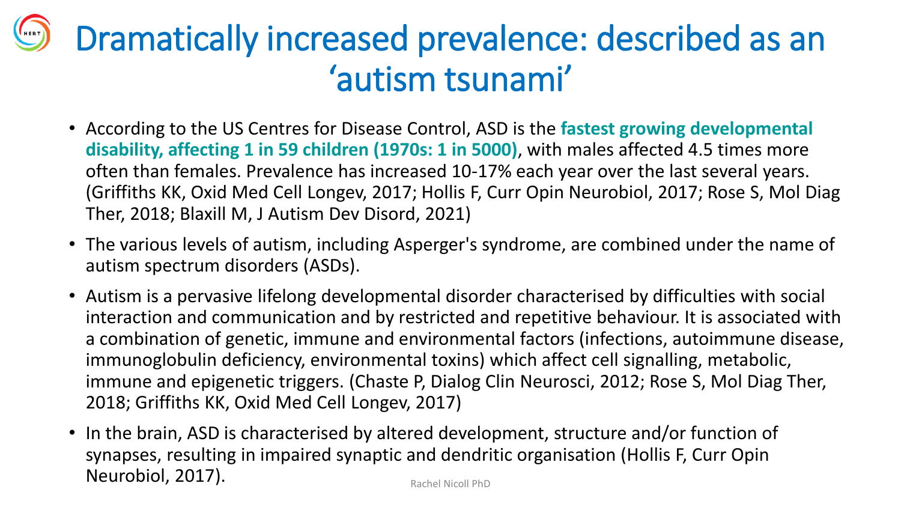# Dramatically increased prevalence: described as an 'autism tsunami'

- According to the US Centres for Disease Control, ASD is the **fastest growing developmental disability, affecting 1 in 59 children (1970s: 1 in 5000)**, with males affected 4.5 times more often than females. Prevalence has increased 10-17% each year over the last several years. (Griffiths KK, Oxid Med Cell Longev, 2017; Hollis F, Curr Opin Neurobiol, 2017; Rose S, Mol Diag Ther, 2018; Blaxill M, J Autism Dev Disord, 2021)
- The various levels of autism, including Asperger's syndrome, are combined under the name of autism spectrum disorders (ASDs).
- Autism is a pervasive lifelong developmental disorder characterised by difficulties with social interaction and communication and by restricted and repetitive behaviour. It is associated with a combination of genetic, immune and environmental factors (infections, autoimmune disease, immunoglobulin deficiency, environmental toxins) which affect cell signalling, metabolic, immune and epigenetic triggers. (Chaste P, Dialog Clin Neurosci, 2012; Rose S, Mol Diag Ther, 2018; Griffiths KK, Oxid Med Cell Longev, 2017)
- In the brain, ASD is characterised by altered development, structure and/or function of synapses, resulting in impaired synaptic and dendritic organisation (Hollis F, Curr Opin Neurobiol, 2017).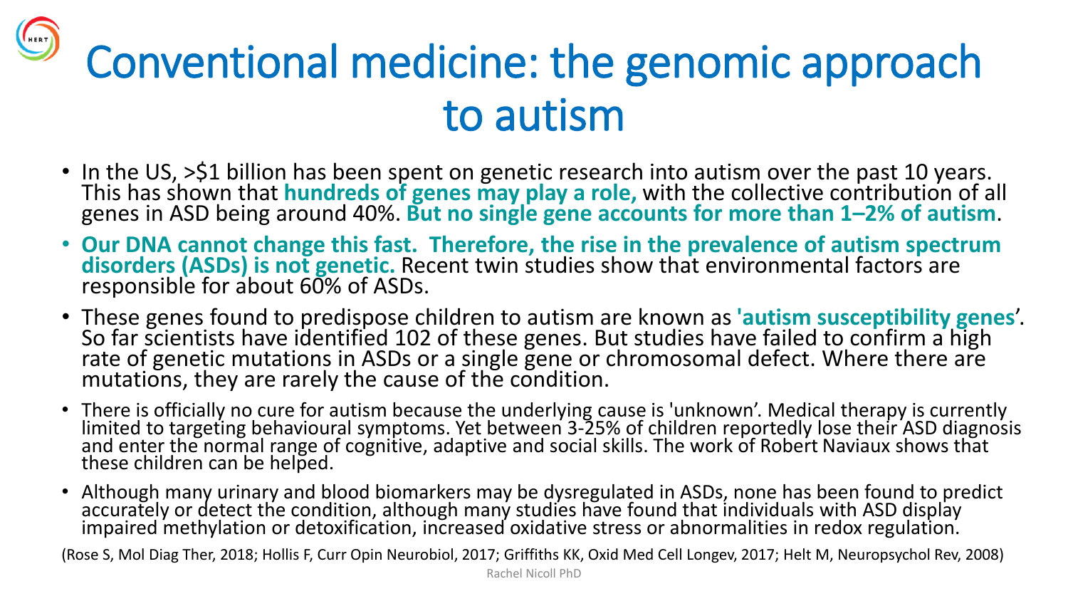# Conventional medicine: the genomic approach to autism

- In the US, >$1 billion has been spent on genetic research into autism over the past 10 years. This has shown that **hundreds of genes may play a role,** with the collective contribution of all genes in ASD being around 40%. **But no single gene accounts for more than 1–2% of autism**.
- **Our DNA cannot change this fast. Therefore, the rise in the prevalence of autism spectrum disorders (ASDs) is not genetic.** Recent twin studies show that environmental factors are responsible for about 60% of ASDs.
- These genes found to predispose children to autism are known as **'autism susceptibility genes**'. So far scientists have identified 102 of these genes. But studies have failed to confirm a high rate of genetic mutations in ASDs or a single gene or chromosomal defect. Where there are mutations, they are rarely the cause of the condition.
- There is officially no cure for autism because the underlying cause is 'unknown'. Medical therapy is currently limited to targeting behavioural symptoms. Yet between 3-25% of children reportedly lose their ASD diagnosis and enter the normal range of cognitive, adaptive and social skills. The work of Robert Naviaux shows that these children can be helped.
- Although many urinary and blood biomarkers may be dysregulated in ASDs, none has been found to predict accurately or detect the condition, although many studies have found that individuals with ASD display impaired methylation or detoxification, increased oxidative stress or abnormalities in redox regulation.

(Rose S, Mol Diag Ther, 2018; Hollis F, Curr Opin Neurobiol, 2017; Griffiths KK, Oxid Med Cell Longev, 2017; Helt M, Neuropsychol Rev, 2008)

Rachel Nicoll PhD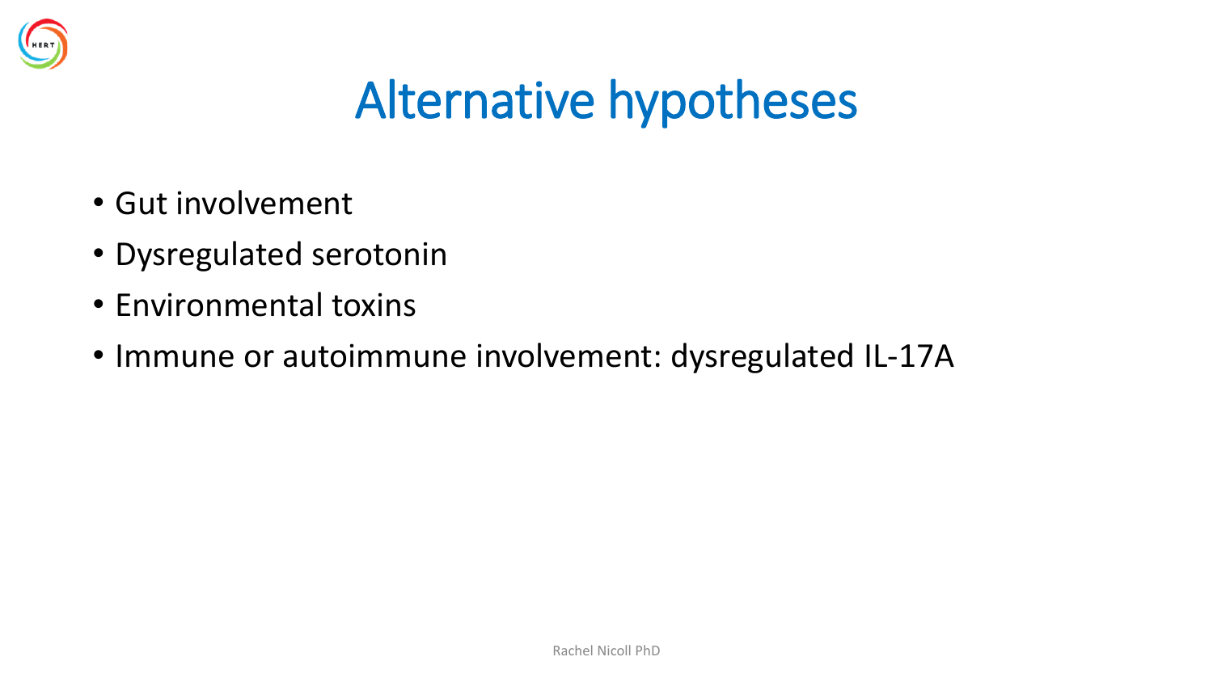# Alternative hypotheses

- Gut involvement
- Dysregulated serotonin
- Environmental toxins
- Immune or autoimmune involvement: dysregulated IL-17A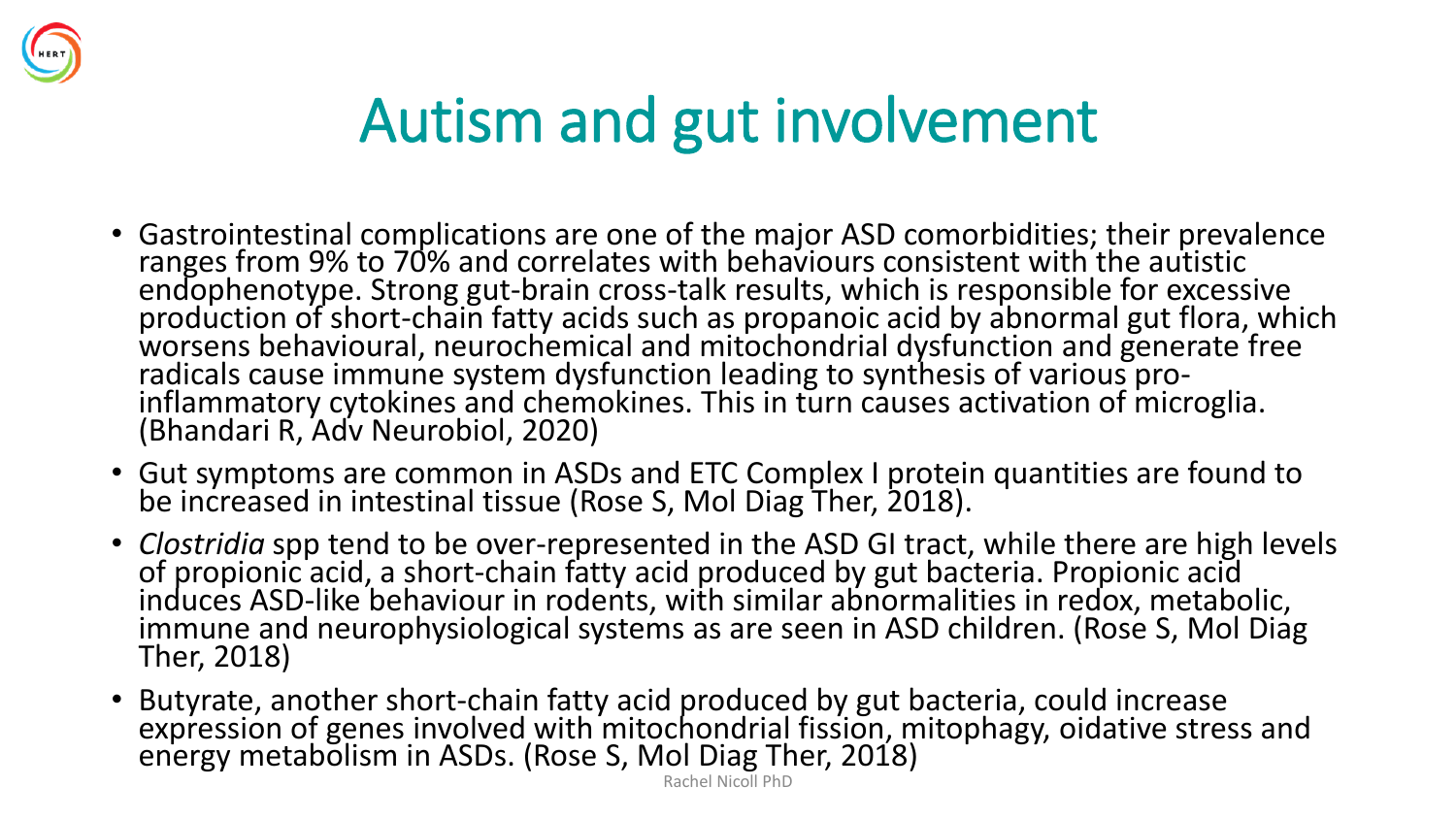# Autism and gut involvement

- Gastrointestinal complications are one of the major ASD comorbidities; their prevalence ranges from 9% to 70% and correlates with behaviours consistent with the autistic endophenotype. Strong gut-brain cross-talk results, which is responsible for excessive production of short-chain fatty acids such as propanoic acid by abnormal gut flora, which worsens behavioural, neurochemical and mitochondrial dysfunction and generate free radicals cause immune system dysfunction leading to synthesis of various pro-inflammatory cytokines and chemokines. This in turn causes activation of microglia. (Bhandari R, Adv Neurobiol, 2020)
- Gut symptoms are common in ASDs and ETC Complex I protein quantities are found to be increased in intestinal tissue (Rose S, Mol Diag Ther, 2018).
- *Clostridia* spp tend to be over-represented in the ASD GI tract, while there are high levels of propionic acid, a short-chain fatty acid produced by gut bacteria. Propionic acid induces ASD-like behaviour in rodents, with similar abnormalities in redox, metabolic, immune and neurophysiological systems as are seen in ASD children. (Rose S, Mol Diag Ther, 2018)
- Butyrate, another short-chain fatty acid produced by gut bacteria, could increase expression of genes involved with mitochondrial fission, mitophagy, oidative stress and energy metabolism in ASDs. (Rose S, Mol Diag Ther, 2018)

Rachel Nicoll PhD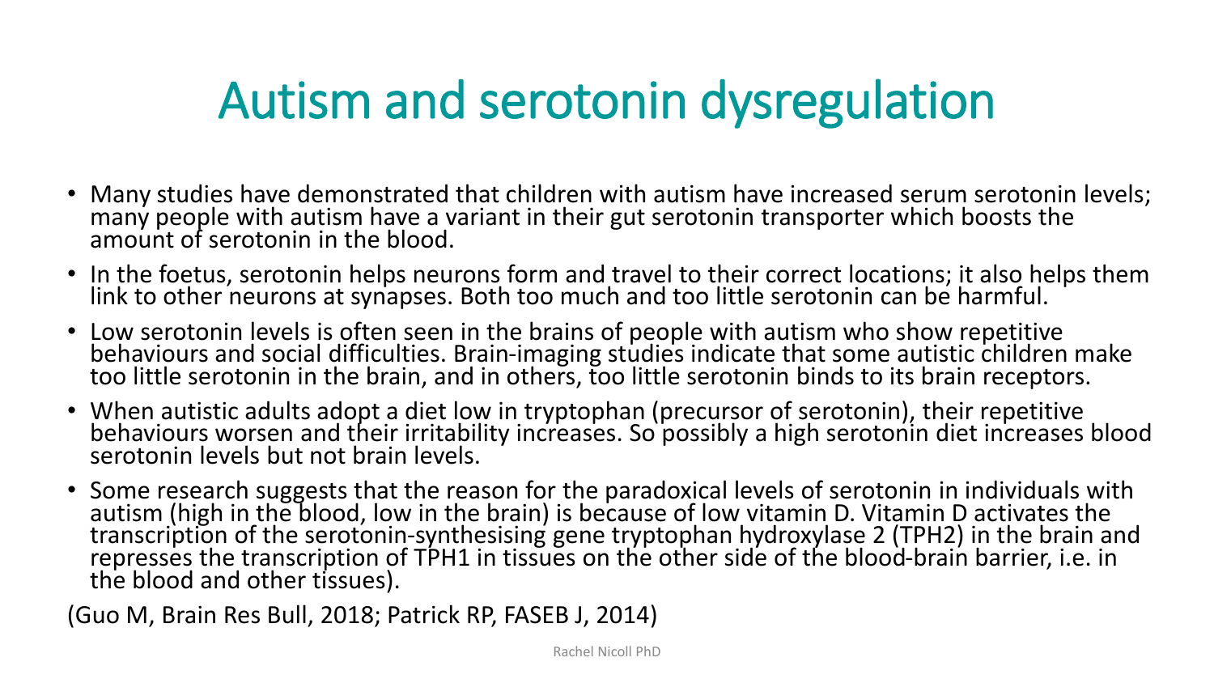# Autism and serotonin dysregulation

- Many studies have demonstrated that children with autism have increased serum serotonin levels; many people with autism have a variant in their gut serotonin transporter which boosts the amount of serotonin in the blood.
- In the foetus, serotonin helps neurons form and travel to their correct locations; it also helps them link to other neurons at synapses. Both too much and too little serotonin can be harmful.
- Low serotonin levels is often seen in the brains of people with autism who show repetitive behaviours and social difficulties. Brain-imaging studies indicate that some autistic children make too little serotonin in the brain, and in others, too little serotonin binds to its brain receptors.
- When autistic adults adopt a diet low in tryptophan (precursor of serotonin), their repetitive behaviours worsen and their irritability increases. So possibly a high serotonin diet increases blood serotonin levels but not brain levels.
- Some research suggests that the reason for the paradoxical levels of serotonin in individuals with autism (high in the blood, low in the brain) is because of low vitamin D. Vitamin D activates the transcription of the serotonin-synthesising gene tryptophan hydroxylase 2 (TPH2) in the brain and represses the transcription of TPH1 in tissues on the other side of the blood-brain barrier, i.e. in the blood and other tissues).

(Guo M, Brain Res Bull, 2018; Patrick RP, FASEB J, 2014)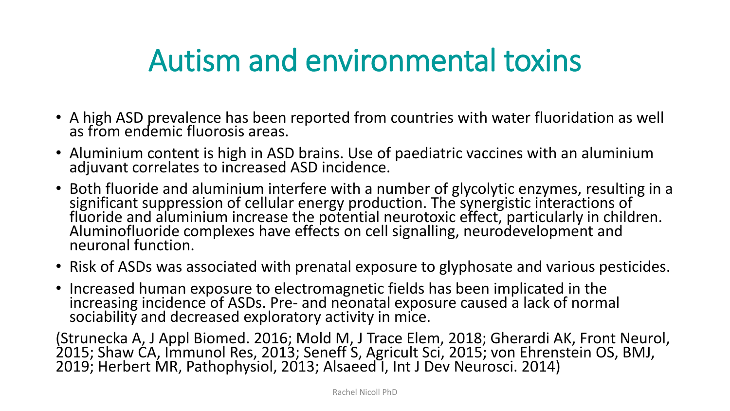# Autism and environmental toxins

- A high ASD prevalence has been reported from countries with water fluoridation as well as from endemic fluorosis areas.
- Aluminium content is high in ASD brains. Use of paediatric vaccines with an aluminium adjuvant correlates to increased ASD incidence.
- Both fluoride and aluminium interfere with a number of glycolytic enzymes, resulting in a significant suppression of cellular energy production. The synergistic interactions of fluoride and aluminium increase the potential neurotoxic effect, particularly in children. Aluminofluoride complexes have effects on cell signalling, neurodevelopment and neuronal function.
- Risk of ASDs was associated with prenatal exposure to glyphosate and various pesticides.
- Increased human exposure to electromagnetic fields has been implicated in the increasing incidence of ASDs. Pre- and neonatal exposure caused a lack of normal sociability and decreased exploratory activity in mice.

(Strunecka A, J Appl Biomed. 2016; Mold M, J Trace Elem, 2018; Gherardi AK, Front Neurol, 2015; Shaw CA, Immunol Res, 2013; Seneff S, Agricult Sci, 2015; von Ehrenstein OS, BMJ, 2019; Herbert MR, Pathophysiol, 2013; Alsaeed I, Int J Dev Neurosci. 2014)

Rachel Nicoll PhD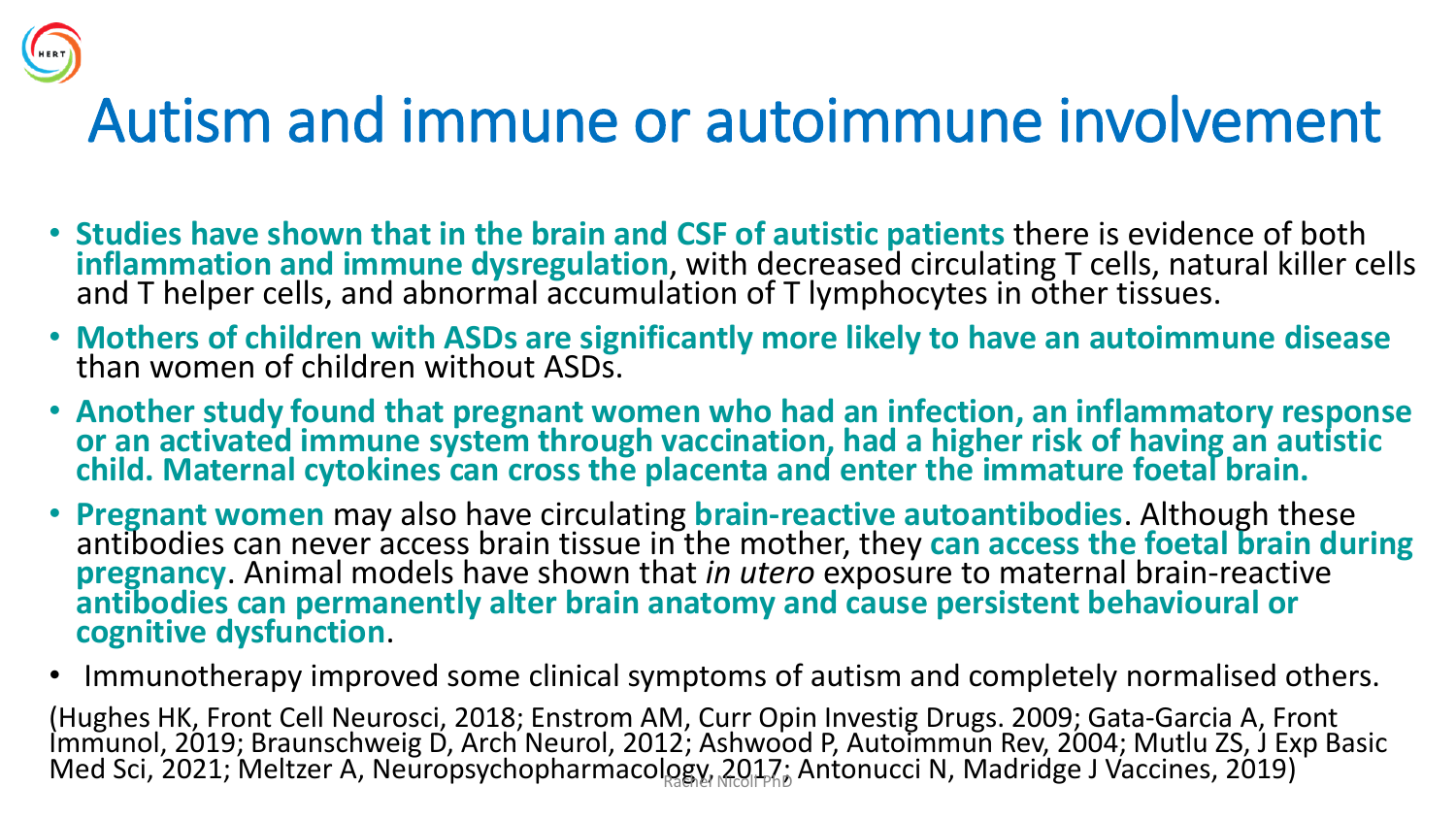# Autism and immune or autoimmune involvement

- **Studies have shown that in the brain and CSF of autistic patients** there is evidence of both **inflammation and immune dysregulation**, with decreased circulating T cells, natural killer cells and T helper cells, and abnormal accumulation of T lymphocytes in other tissues.
- **Mothers of children with ASDs are significantly more likely to have an autoimmune disease** than women of children without ASDs.
- **Another study found that pregnant women who had an infection, an inflammatory response or an activated immune system through vaccination, had a higher risk of having an autistic child. Maternal cytokines can cross the placenta and enter the immature foetal brain.**
- **Pregnant women** may also have circulating **brain-reactive autoantibodies**. Although these antibodies can never access brain tissue in the mother, they **can access the foetal brain during pregnancy**. Animal models have shown that *in utero* exposure to maternal brain-reactive **antibodies can permanently alter brain anatomy and cause persistent behavioural or cognitive dysfunction**.
- Immunotherapy improved some clinical symptoms of autism and completely normalised others.

(Hughes HK, Front Cell Neurosci, 2018; Enstrom AM, Curr Opin Investig Drugs. 2009; Gata-Garcia A, Front Immunol, 2019; Braunschweig D, Arch Neurol, 2012; Ashwood P, Autoimmun Rev, 2004; Mutlu ZS, J Exp Basic Med Sci, 2021; Meltzer A, Neuropsychopharmacology, 2017; Antonucci N, Madridge J Vaccines, 2019)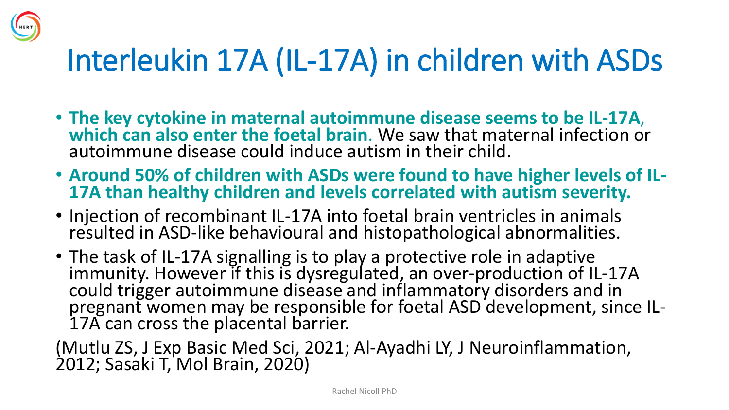# Interleukin 17A (IL-17A) in children with ASDs

- **The key cytokine in maternal autoimmune disease seems to be IL-17A, which can also enter the foetal brain**. We saw that maternal infection or autoimmune disease could induce autism in their child.
- **Around 50% of children with ASDs were found to have higher levels of IL-17A than healthy children and levels correlated with autism severity.**
- Injection of recombinant IL-17A into foetal brain ventricles in animals resulted in ASD-like behavioural and histopathological abnormalities.
- The task of IL-17A signalling is to play a protective role in adaptive immunity. However if this is dysregulated, an over-production of IL-17A could trigger autoimmune disease and inflammatory disorders and in pregnant women may be responsible for foetal ASD development, since IL-17A can cross the placental barrier.

(Mutlu ZS, J Exp Basic Med Sci, 2021; Al-Ayadhi LY, J Neuroinflammation, 2012; Sasaki T, Mol Brain, 2020)

Rachel Nicoll PhD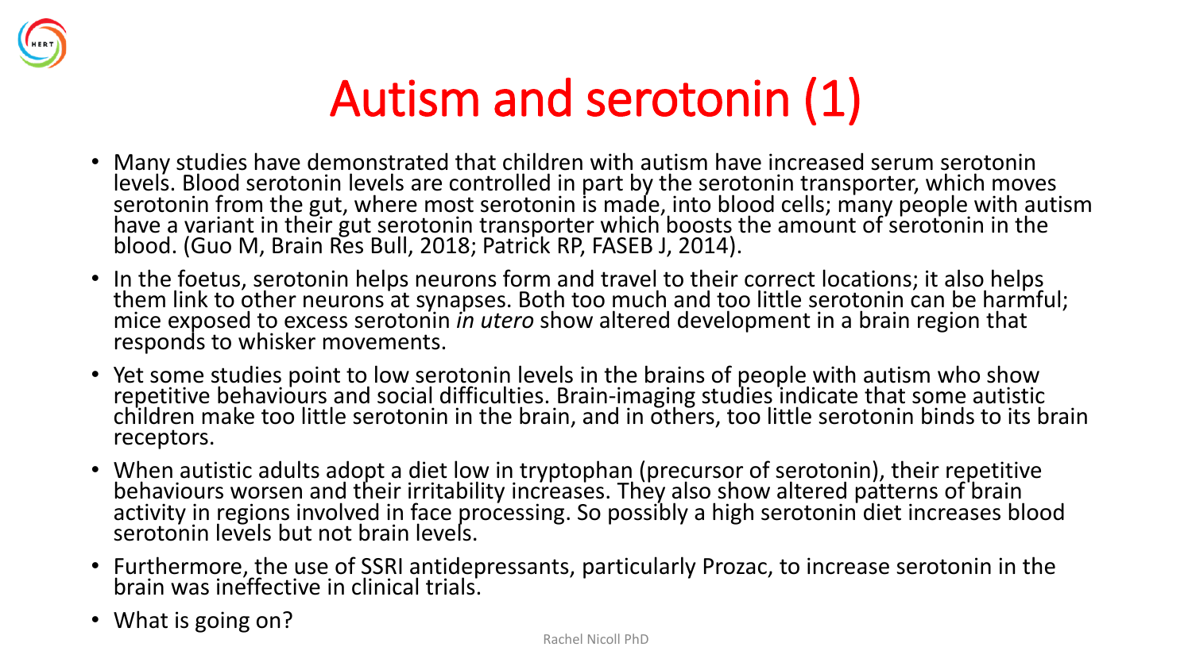# Autism and serotonin (1)

- Many studies have demonstrated that children with autism have increased serum serotonin levels. Blood serotonin levels are controlled in part by the serotonin transporter, which moves serotonin from the gut, where most serotonin is made, into blood cells; many people with autism have a variant in their gut serotonin transporter which boosts the amount of serotonin in the blood. (Guo M, Brain Res Bull, 2018; Patrick RP, FASEB J, 2014).
- In the foetus, serotonin helps neurons form and travel to their correct locations; it also helps them link to other neurons at synapses. Both too much and too little serotonin can be harmful; mice exposed to excess serotonin *in utero* show altered development in a brain region that responds to whisker movements.
- Yet some studies point to low serotonin levels in the brains of people with autism who show repetitive behaviours and social difficulties. Brain-imaging studies indicate that some autistic children make too little serotonin in the brain, and in others, too little serotonin binds to its brain receptors.
- When autistic adults adopt a diet low in tryptophan (precursor of serotonin), their repetitive behaviours worsen and their irritability increases. They also show altered patterns of brain activity in regions involved in face processing. So possibly a high serotonin diet increases blood serotonin levels but not brain levels.
- Furthermore, the use of SSRI antidepressants, particularly Prozac, to increase serotonin in the brain was ineffective in clinical trials.
- What is going on?

Rachel Nicoll PhD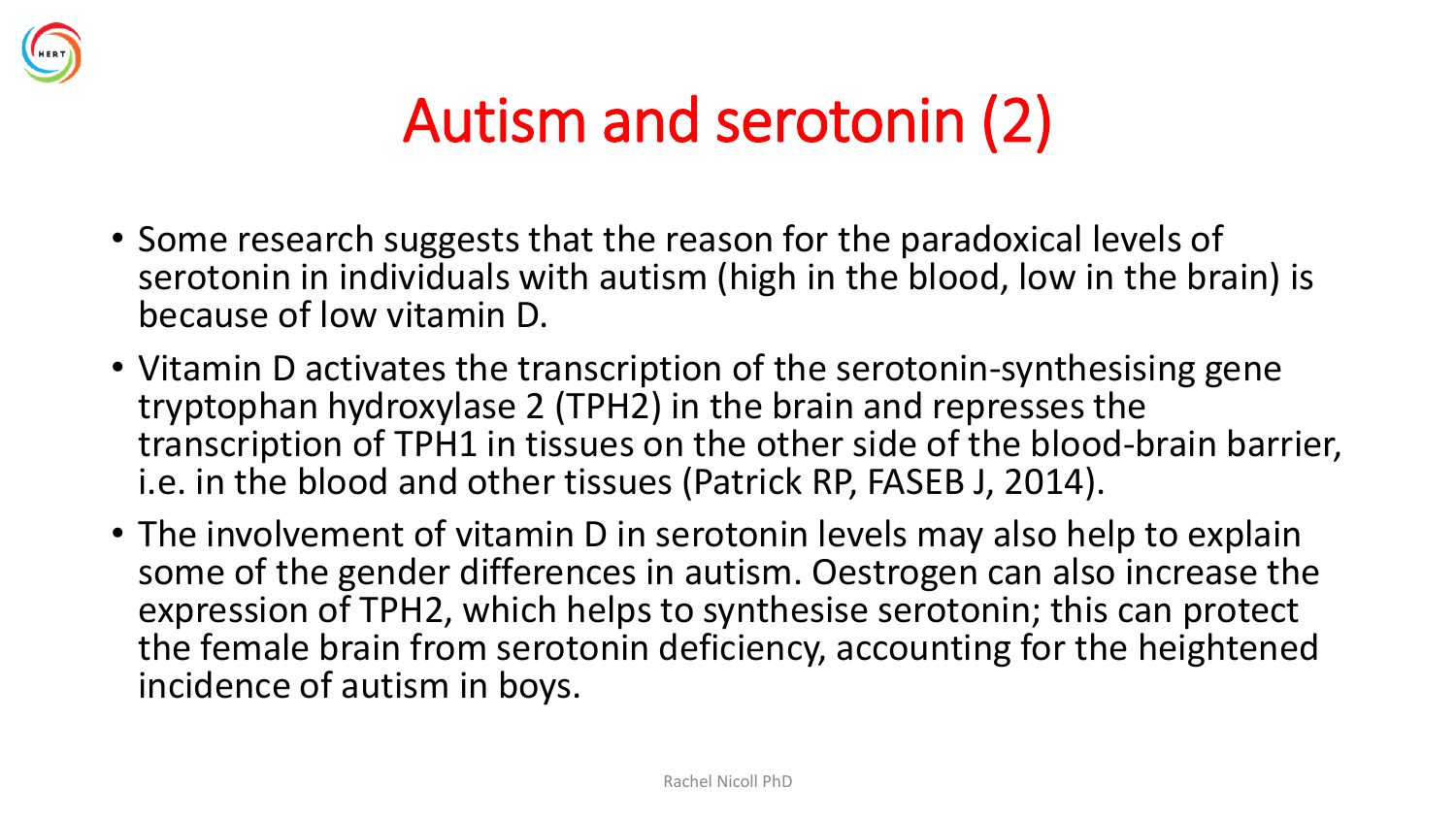# Autism and serotonin (2)

- Some research suggests that the reason for the paradoxical levels of serotonin in individuals with autism (high in the blood, low in the brain) is because of low vitamin D.
- Vitamin D activates the transcription of the serotonin-synthesising gene tryptophan hydroxylase 2 (TPH2) in the brain and represses the transcription of TPH1 in tissues on the other side of the blood-brain barrier, i.e. in the blood and other tissues (Patrick RP, FASEB J, 2014).
- The involvement of vitamin D in serotonin levels may also help to explain some of the gender differences in autism. Oestrogen can also increase the expression of TPH2, which helps to synthesise serotonin; this can protect the female brain from serotonin deficiency, accounting for the heightened incidence of autism in boys.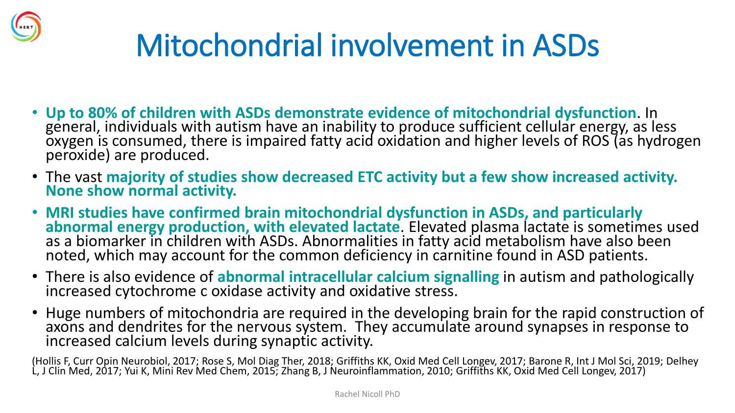# Mitochondrial involvement in ASDs

- **Up to 80% of children with ASDs demonstrate evidence of mitochondrial dysfunction**. In general, individuals with autism have an inability to produce sufficient cellular energy, as less oxygen is consumed, there is impaired fatty acid oxidation and higher levels of ROS (as hydrogen peroxide) are produced.
- The vast **majority of studies show decreased ETC activity but a few show increased activity. None show normal activity.**
- **MRI studies have confirmed brain mitochondrial dysfunction in ASDs, and particularly abnormal energy production, with elevated lactate**. Elevated plasma lactate is sometimes used as a biomarker in children with ASDs. Abnormalities in fatty acid metabolism have also been noted, which may account for the common deficiency in carnitine found in ASD patients.
- There is also evidence of **abnormal intracellular calcium signalling** in autism and pathologically increased cytochrome c oxidase activity and oxidative stress.
- Huge numbers of mitochondria are required in the developing brain for the rapid construction of axons and dendrites for the nervous system. They accumulate around synapses in response to increased calcium levels during synaptic activity.

(Hollis F, Curr Opin Neurobiol, 2017; Rose S, Mol Diag Ther, 2018; Griffiths KK, Oxid Med Cell Longev, 2017; Barone R, Int J Mol Sci, 2019; Delhey L, J Clin Med, 2017; Yui K, Mini Rev Med Chem, 2015; Zhang B, J Neuroinflammation, 2010; Griffiths KK, Oxid Med Cell Longev, 2017)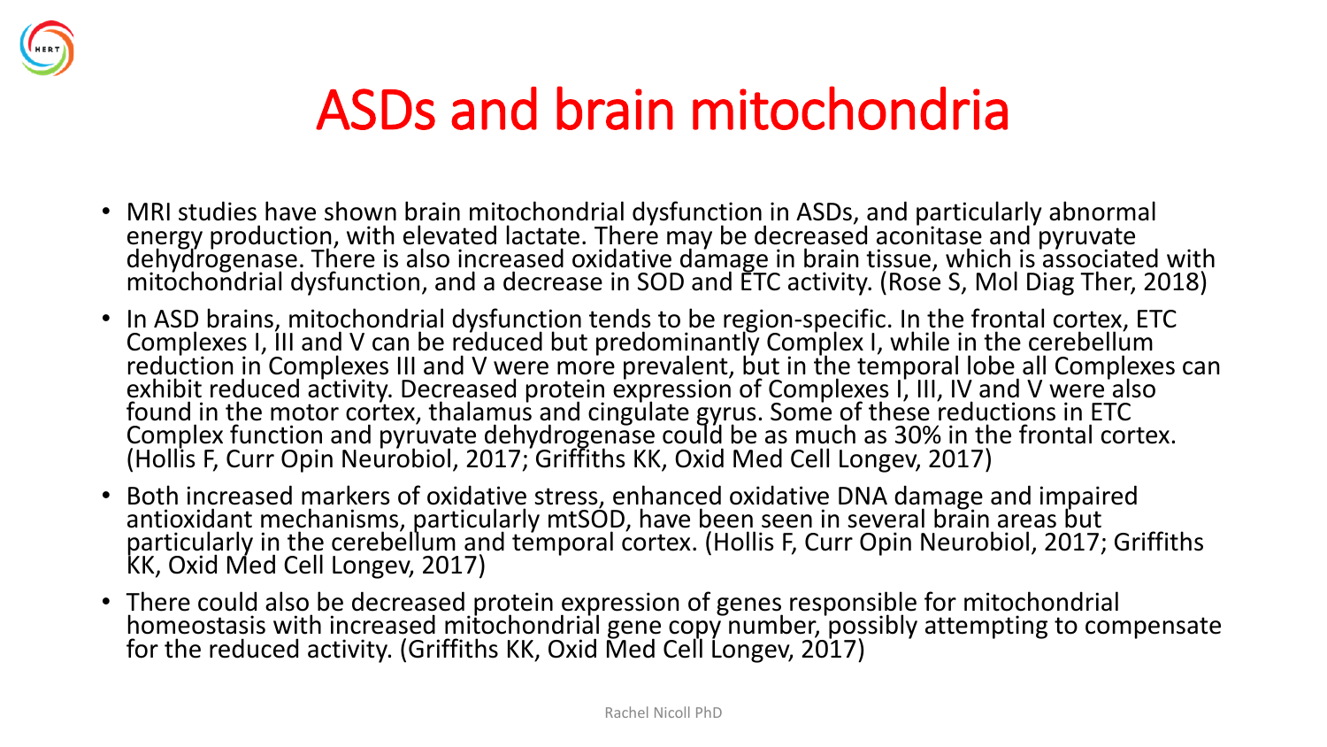# ASDs and brain mitochondria

- MRI studies have shown brain mitochondrial dysfunction in ASDs, and particularly abnormal energy production, with elevated lactate. There may be decreased aconitase and pyruvate dehydrogenase. There is also increased oxidative damage in brain tissue, which is associated with mitochondrial dysfunction, and a decrease in SOD and ETC activity. (Rose S, Mol Diag Ther, 2018)
- In ASD brains, mitochondrial dysfunction tends to be region-specific. In the frontal cortex, ETC Complexes I, III and V can be reduced but predominantly Complex I, while in the cerebellum reduction in Complexes III and V were more prevalent, but in the temporal lobe all Complexes can exhibit reduced activity. Decreased protein expression of Complexes I, III, IV and V were also found in the motor cortex, thalamus and cingulate gyrus. Some of these reductions in ETC Complex function and pyruvate dehydrogenase could be as much as 30% in the frontal cortex. (Hollis F, Curr Opin Neurobiol, 2017; Griffiths KK, Oxid Med Cell Longev, 2017)
- Both increased markers of oxidative stress, enhanced oxidative DNA damage and impaired antioxidant mechanisms, particularly mtSOD, have been seen in several brain areas but particularly in the cerebellum and temporal cortex. (Hollis F, Curr Opin Neurobiol, 2017; Griffiths KK, Oxid Med Cell Longev, 2017)
- There could also be decreased protein expression of genes responsible for mitochondrial homeostasis with increased mitochondrial gene copy number, possibly attempting to compensate for the reduced activity. (Griffiths KK, Oxid Med Cell Longev, 2017)

Rachel Nicoll PhD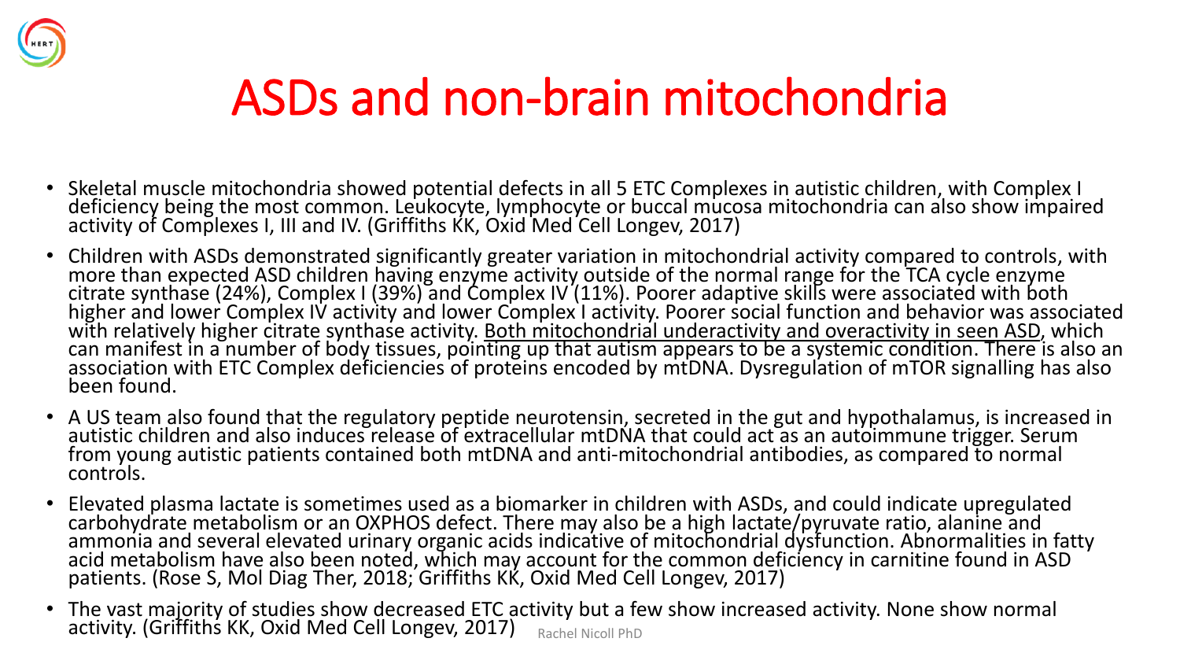# ASDs and non-brain mitochondria

- Skeletal muscle mitochondria showed potential defects in all 5 ETC Complexes in autistic children, with Complex I deficiency being the most common. Leukocyte, lymphocyte or buccal mucosa mitochondria can also show impaired activity of Complexes I, III and IV. (Griffiths KK, Oxid Med Cell Longev, 2017)
- Children with ASDs demonstrated significantly greater variation in mitochondrial activity compared to controls, with more than expected ASD children having enzyme activity outside of the normal range for the TCA cycle enzyme citrate synthase (24%), Complex I (39%) and Complex IV (11%). Poorer adaptive skills were associated with both higher and lower Complex IV activity and lower Complex I activity. Poorer social function and behavior was associated with relatively higher citrate synthase activity. <u>Both mitochondrial underactivity and overactivity in seen ASD</u>, which can manifest in a number of body tissues, pointing up that autism appears to be a systemic condition. There is also an association with ETC Complex deficiencies of proteins encoded by mtDNA. Dysregulation of mTOR signalling has also been found.
- A US team also found that the regulatory peptide neurotensin, secreted in the gut and hypothalamus, is increased in autistic children and also induces release of extracellular mtDNA that could act as an autoimmune trigger. Serum from young autistic patients contained both mtDNA and anti-mitochondrial antibodies, as compared to normal controls.
- Elevated plasma lactate is sometimes used as a biomarker in children with ASDs, and could indicate upregulated carbohydrate metabolism or an OXPHOS defect. There may also be a high lactate/pyruvate ratio, alanine and ammonia and several elevated urinary organic acids indicative of mitochondrial dysfunction. Abnormalities in fatty acid metabolism have also been noted, which may account for the common deficiency in carnitine found in ASD patients. (Rose S, Mol Diag Ther, 2018; Griffiths KK, Oxid Med Cell Longev, 2017)
- The vast majority of studies show decreased ETC activity but a few show increased activity. None show normal activity. (Griffiths KK, Oxid Med Cell Longev, 2017)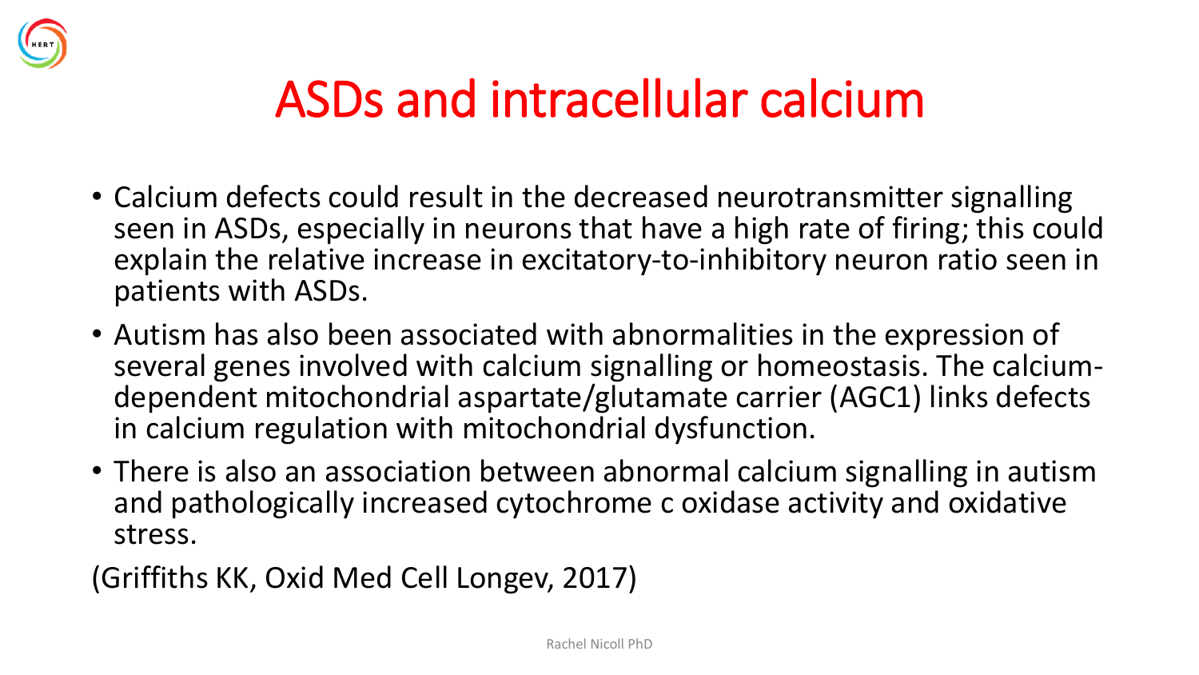# ASDs and intracellular calcium

- Calcium defects could result in the decreased neurotransmitter signalling seen in ASDs, especially in neurons that have a high rate of firing; this could explain the relative increase in excitatory-to-inhibitory neuron ratio seen in patients with ASDs.
- Autism has also been associated with abnormalities in the expression of several genes involved with calcium signalling or homeostasis. The calcium-dependent mitochondrial aspartate/glutamate carrier (AGC1) links defects in calcium regulation with mitochondrial dysfunction.
- There is also an association between abnormal calcium signalling in autism and pathologically increased cytochrome c oxidase activity and oxidative stress.

(Griffiths KK, Oxid Med Cell Longev, 2017)

Rachel Nicoll PhD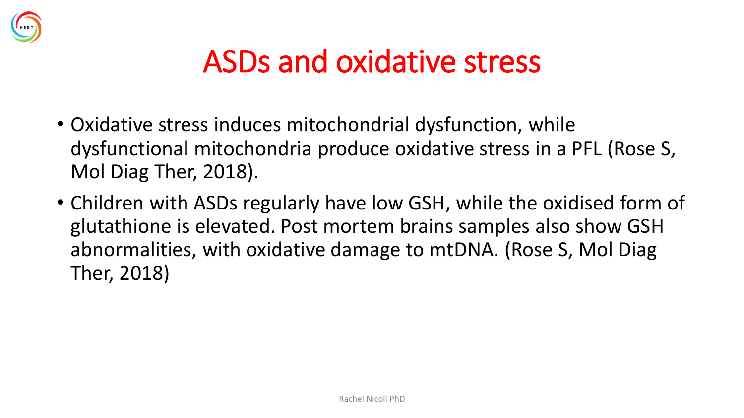# ASDs and oxidative stress

- Oxidative stress induces mitochondrial dysfunction, while dysfunctional mitochondria produce oxidative stress in a PFL (Rose S, Mol Diag Ther, 2018).
- Children with ASDs regularly have low GSH, while the oxidised form of glutathione is elevated. Post mortem brains samples also show GSH abnormalities, with oxidative damage to mtDNA. (Rose S, Mol Diag Ther, 2018)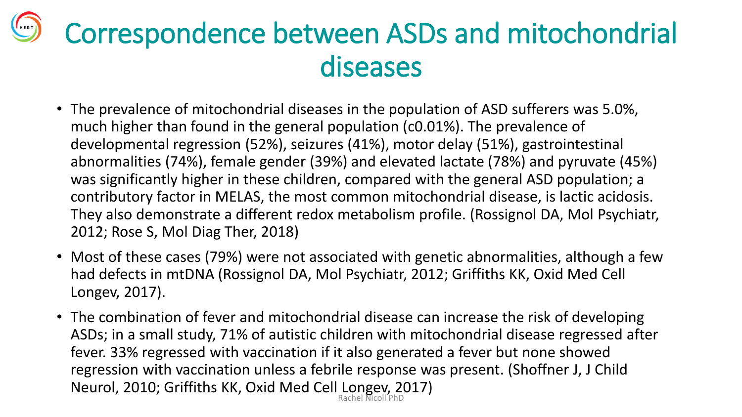# Correspondence between ASDs and mitochondrial diseases

- The prevalence of mitochondrial diseases in the population of ASD sufferers was 5.0%, much higher than found in the general population (c0.01%). The prevalence of developmental regression (52%), seizures (41%), motor delay (51%), gastrointestinal abnormalities (74%), female gender (39%) and elevated lactate (78%) and pyruvate (45%) was significantly higher in these children, compared with the general ASD population; a contributory factor in MELAS, the most common mitochondrial disease, is lactic acidosis. They also demonstrate a different redox metabolism profile. (Rossignol DA, Mol Psychiatr, 2012; Rose S, Mol Diag Ther, 2018)
- Most of these cases (79%) were not associated with genetic abnormalities, although a few had defects in mtDNA (Rossignol DA, Mol Psychiatr, 2012; Griffiths KK, Oxid Med Cell Longev, 2017).
- The combination of fever and mitochondrial disease can increase the risk of developing ASDs; in a small study, 71% of autistic children with mitochondrial disease regressed after fever. 33% regressed with vaccination if it also generated a fever but none showed regression with vaccination unless a febrile response was present. (Shoffner J, J Child Neurol, 2010; Griffiths KK, Oxid Med Cell Longev, 2017)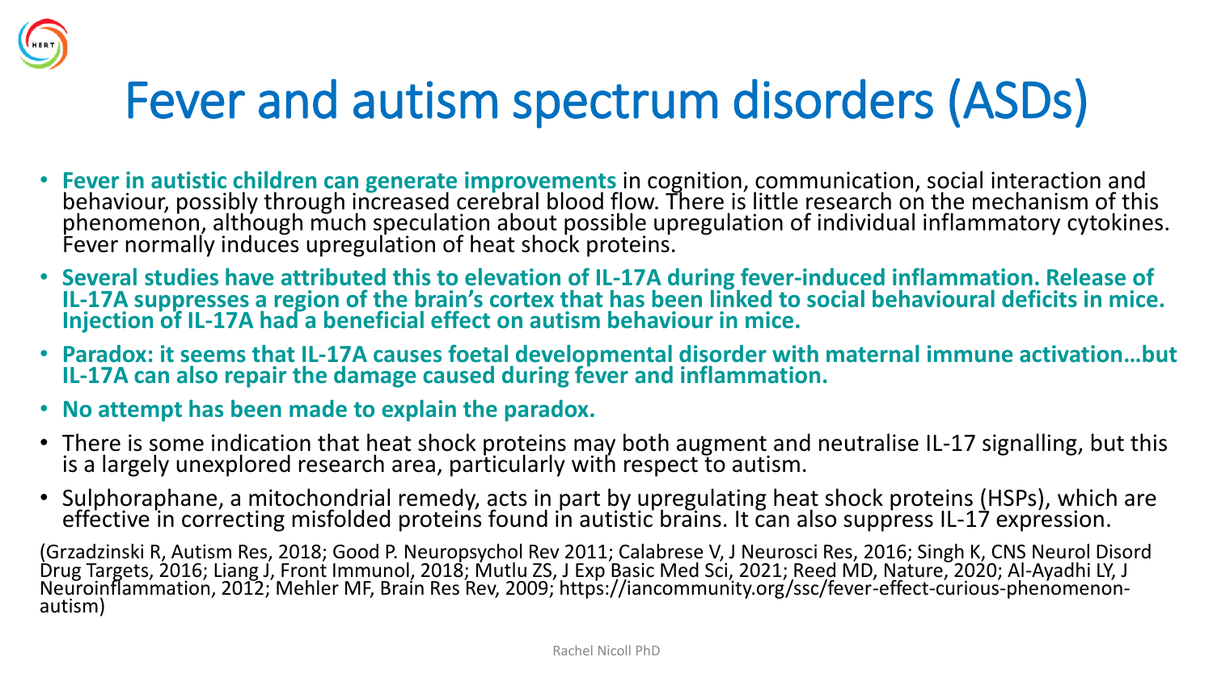# Fever and autism spectrum disorders (ASDs)

- **Fever in autistic children can generate improvements** in cognition, communication, social interaction and behaviour, possibly through increased cerebral blood flow. There is little research on the mechanism of this phenomenon, although much speculation about possible upregulation of individual inflammatory cytokines. Fever normally induces upregulation of heat shock proteins.
- **Several studies have attributed this to elevation of IL-17A during fever-induced inflammation. Release of IL-17A suppresses a region of the brain's cortex that has been linked to social behavioural deficits in mice. Injection of IL-17A had a beneficial effect on autism behaviour in mice.**
- **Paradox: it seems that IL-17A causes foetal developmental disorder with maternal immune activation…but IL-17A can also repair the damage caused during fever and inflammation.**
- **No attempt has been made to explain the paradox.**
- There is some indication that heat shock proteins may both augment and neutralise IL-17 signalling, but this is a largely unexplored research area, particularly with respect to autism.
- Sulphoraphane, a mitochondrial remedy, acts in part by upregulating heat shock proteins (HSPs), which are effective in correcting misfolded proteins found in autistic brains. It can also suppress IL-17 expression.

(Grzadzinski R, Autism Res, 2018; Good P. Neuropsychol Rev 2011; Calabrese V, J Neurosci Res, 2016; Singh K, CNS Neurol Disord Drug Targets, 2016; Liang J, Front Immunol, 2018; Mutlu ZS, J Exp Basic Med Sci, 2021; Reed MD, Nature, 2020; Al-Ayadhi LY, J Neuroinflammation, 2012; Mehler MF, Brain Res Rev, 2009; https://iancommunity.org/ssc/fever-effect-curious-phenomenon-autism)

Rachel Nicoll PhD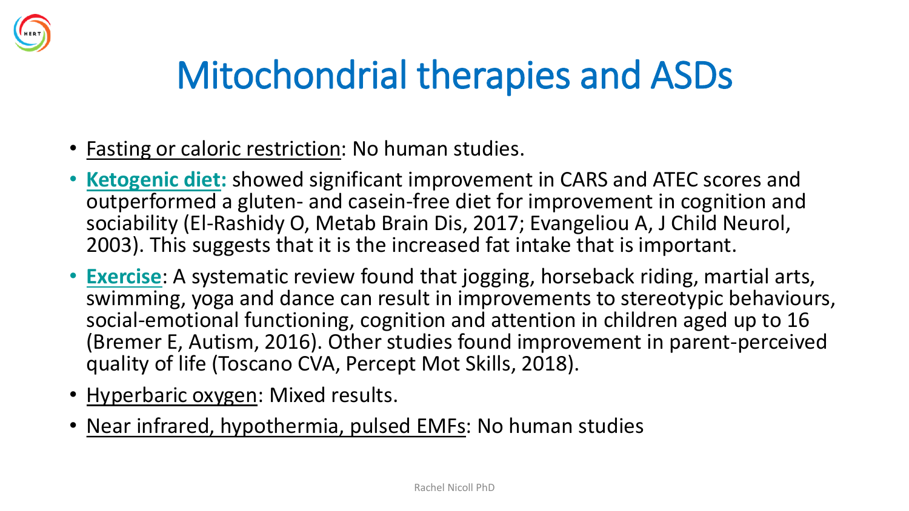# Mitochondrial therapies and ASDs

- Fasting or caloric restriction: No human studies.
- **Ketogenic diet:** showed significant improvement in CARS and ATEC scores and outperformed a gluten- and casein-free diet for improvement in cognition and sociability (El-Rashidy O, Metab Brain Dis, 2017; Evangeliou A, J Child Neurol, 2003). This suggests that it is the increased fat intake that is important.
- **Exercise**: A systematic review found that jogging, horseback riding, martial arts, swimming, yoga and dance can result in improvements to stereotypic behaviours, social-emotional functioning, cognition and attention in children aged up to 16 (Bremer E, Autism, 2016). Other studies found improvement in parent-perceived quality of life (Toscano CVA, Percept Mot Skills, 2018).
- Hyperbaric oxygen: Mixed results.
- Near infrared, hypothermia, pulsed EMFs: No human studies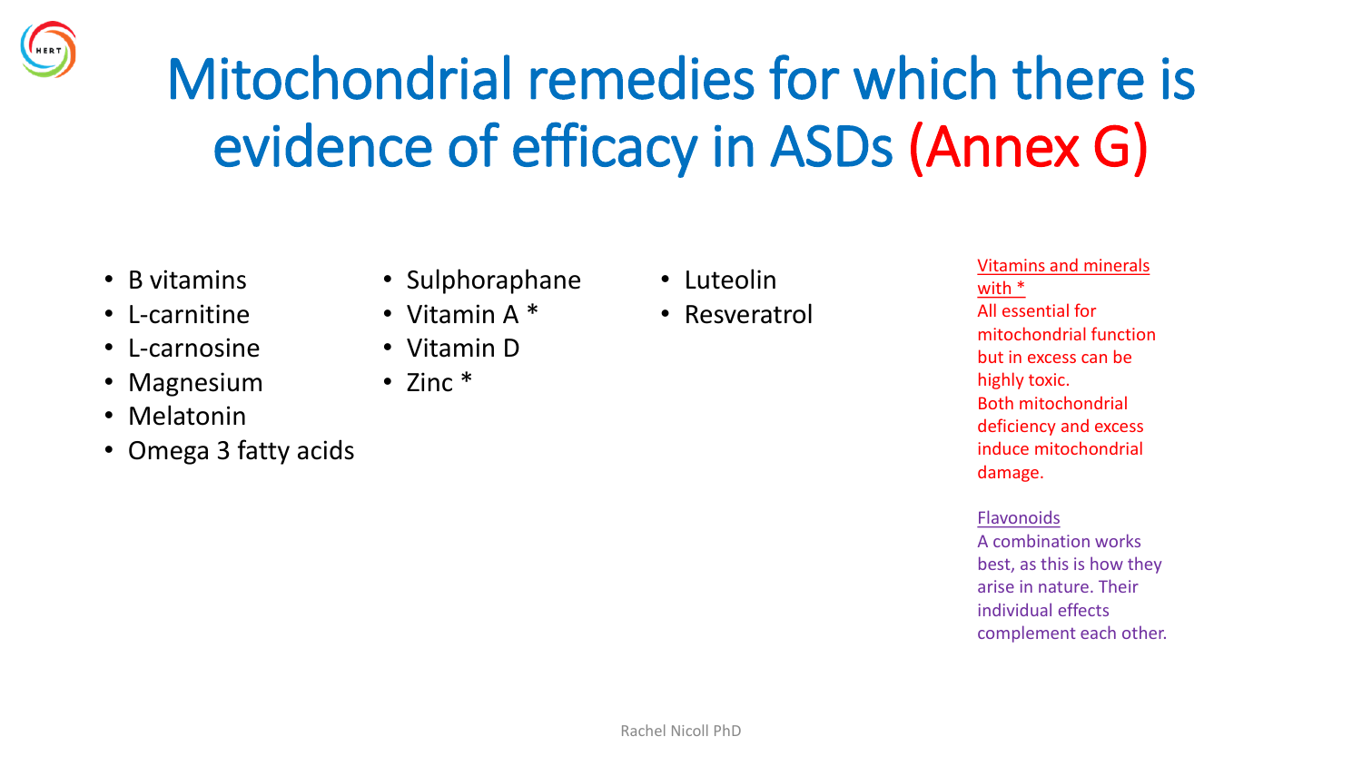# Mitochondrial remedies for which there is evidence of efficacy in ASDs (Annex G)

- B vitamins
- L-carnitine
- L-carnosine
- Magnesium
- Melatonin
- Omega 3 fatty acids
- Sulphoraphane
- Vitamin A *
- Vitamin D
- Zinc *
- Luteolin
- Resveratrol

Vitamins and minerals with *

All essential for mitochondrial function but in excess can be highly toxic. Both mitochondrial deficiency and excess induce mitochondrial damage.

Flavonoids

A combination works best, as this is how they arise in nature. Their individual effects complement each other.

Rachel Nicoll PhD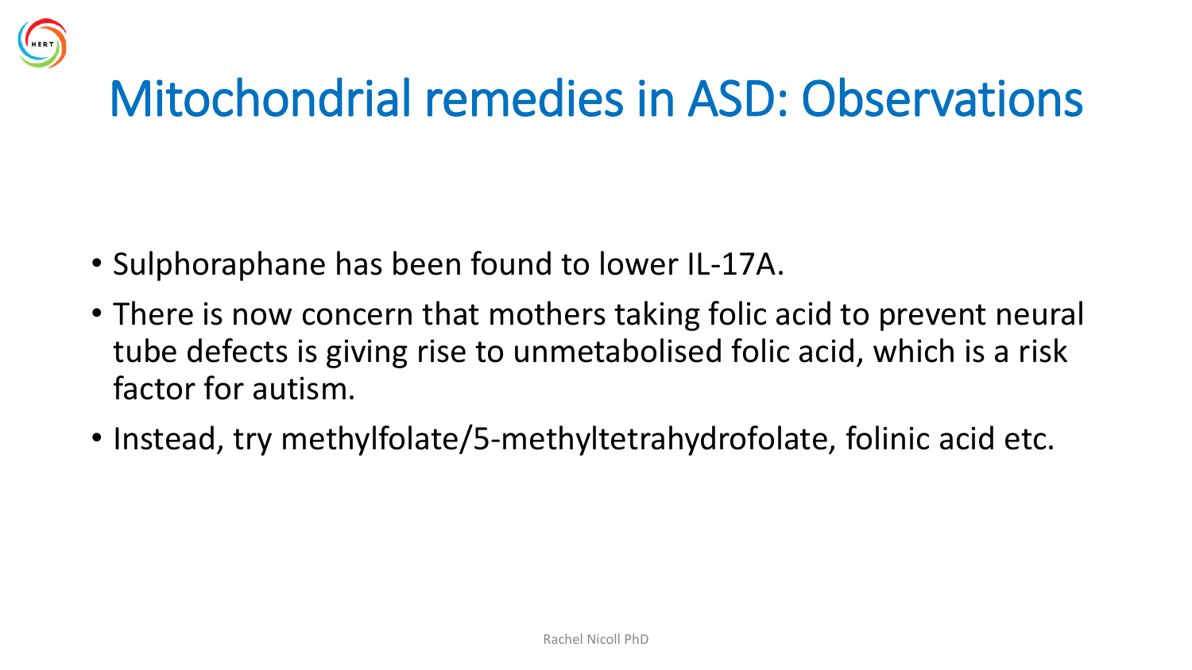# Mitochondrial remedies in ASD: Observations

- Sulphoraphane has been found to lower IL-17A.
- There is now concern that mothers taking folic acid to prevent neural tube defects is giving rise to unmetabolised folic acid, which is a risk factor for autism.
- Instead, try methylfolate/5-methyltetrahydrofolate, folinic acid etc.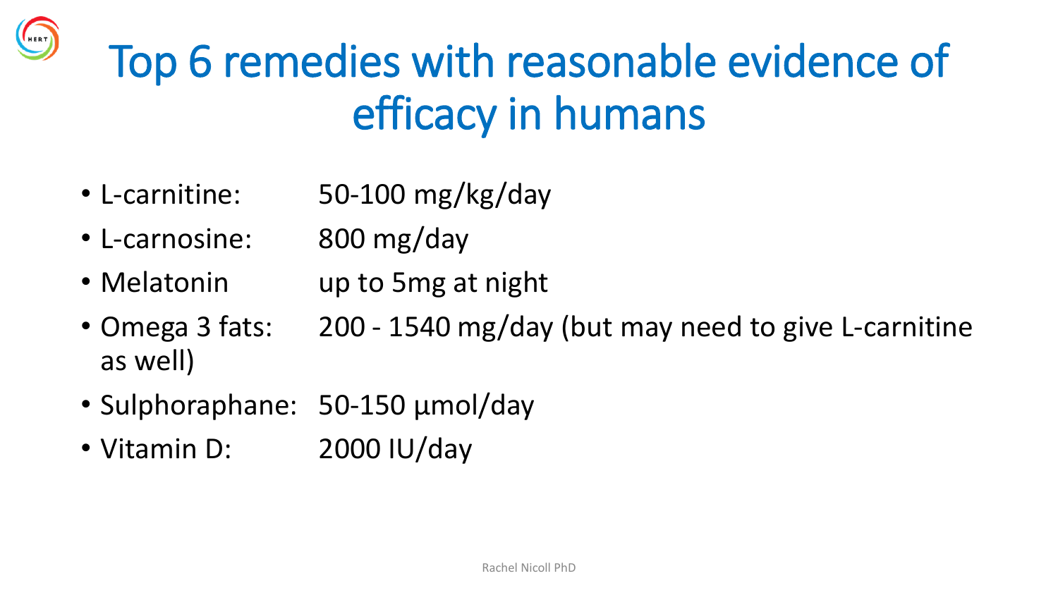# Top 6 remedies with reasonable evidence of efficacy in humans

- L-carnitine: 50-100 mg/kg/day
- L-carnosine: 800 mg/day
- Melatonin up to 5mg at night
- Omega 3 fats: 200 - 1540 mg/day (but may need to give L-carnitine as well)
- Sulphoraphane: 50-150 µmol/day
- Vitamin D: 2000 IU/day

Rachel Nicoll PhD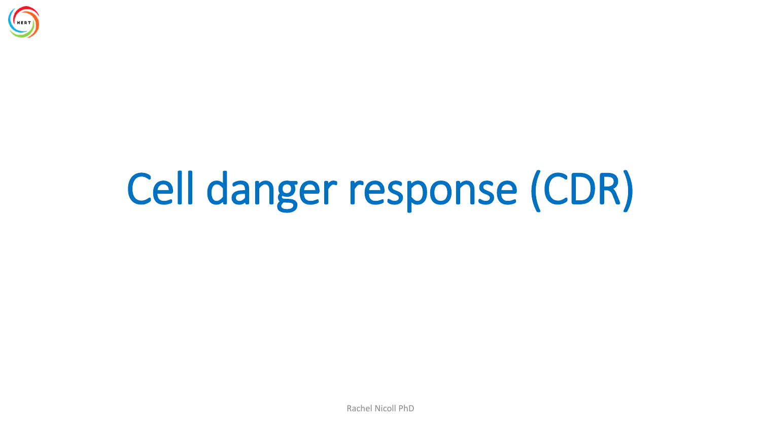# Cell danger response (CDR)

Rachel Nicoll PhD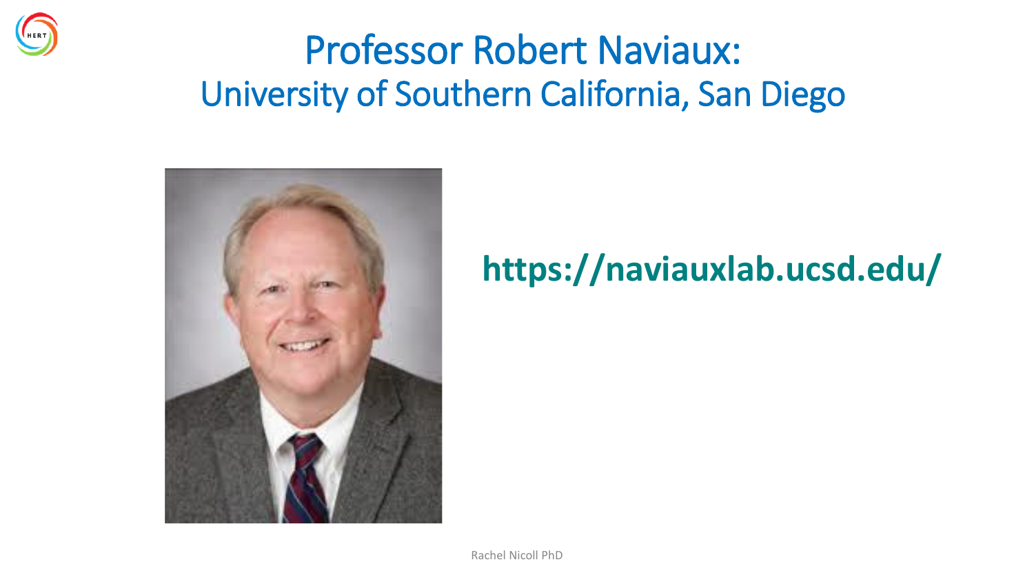# Professor Robert Naviaux:
## University of Southern California, San Diego

**https://naviauxlab.ucsd.edu/**

Rachel Nicoll PhD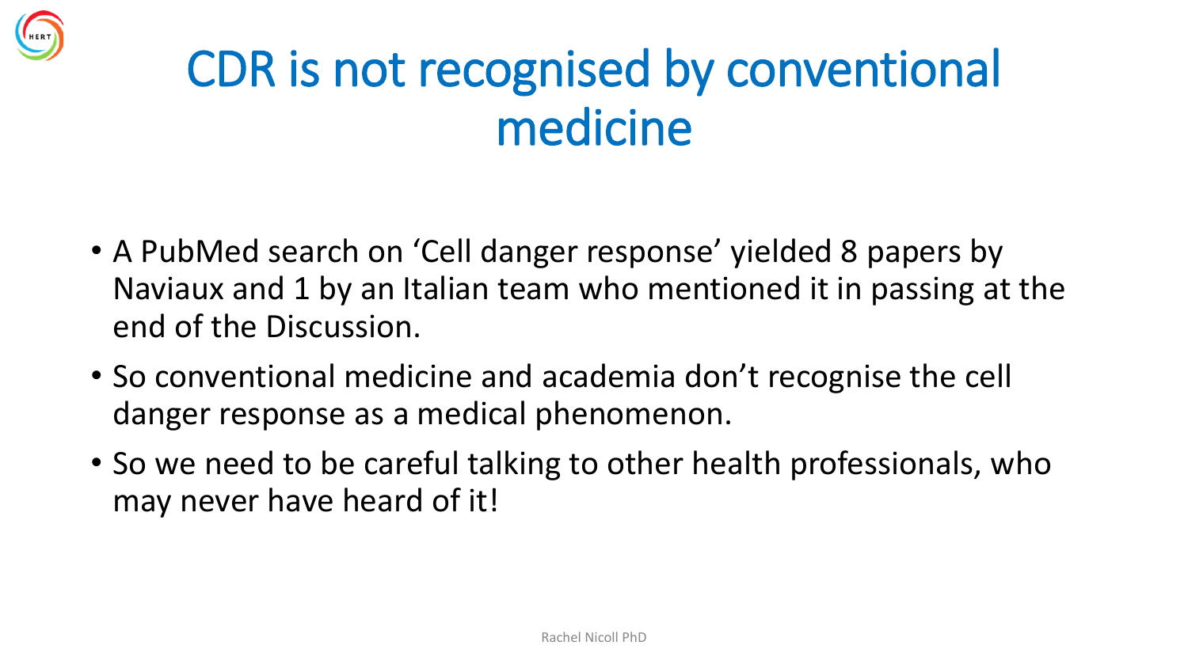# CDR is not recognised by conventional medicine

- A PubMed search on 'Cell danger response' yielded 8 papers by Naviaux and 1 by an Italian team who mentioned it in passing at the end of the Discussion.
- So conventional medicine and academia don't recognise the cell danger response as a medical phenomenon.
- So we need to be careful talking to other health professionals, who may never have heard of it!

Rachel Nicoll PhD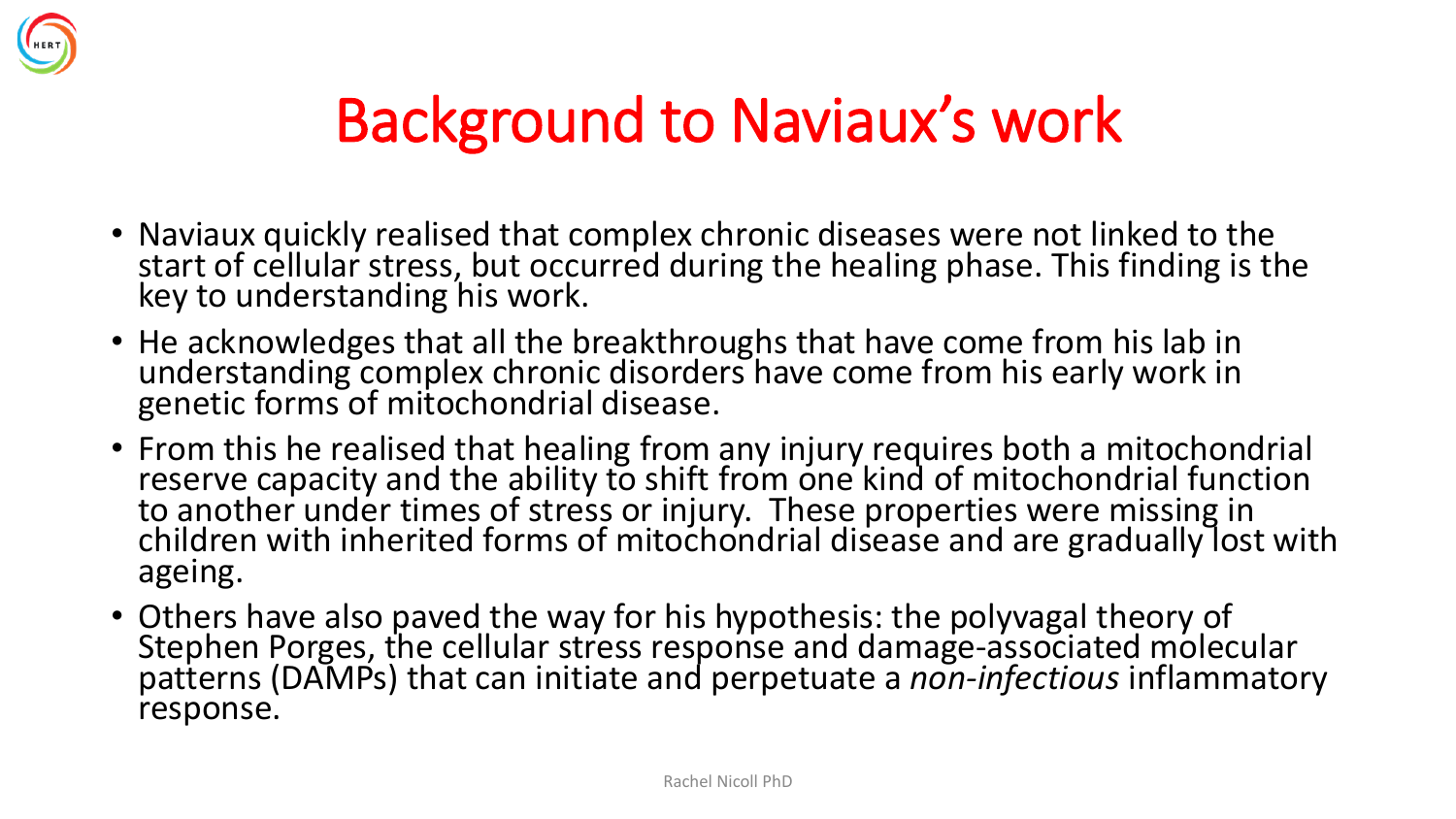# Background to Naviaux's work

- Naviaux quickly realised that complex chronic diseases were not linked to the start of cellular stress, but occurred during the healing phase. This finding is the key to understanding his work.
- He acknowledges that all the breakthroughs that have come from his lab in understanding complex chronic disorders have come from his early work in genetic forms of mitochondrial disease.
- From this he realised that healing from any injury requires both a mitochondrial reserve capacity and the ability to shift from one kind of mitochondrial function to another under times of stress or injury. These properties were missing in children with inherited forms of mitochondrial disease and are gradually lost with ageing.
- Others have also paved the way for his hypothesis: the polyvagal theory of Stephen Porges, the cellular stress response and damage-associated molecular patterns (DAMPs) that can initiate and perpetuate a *non-infectious* inflammatory response.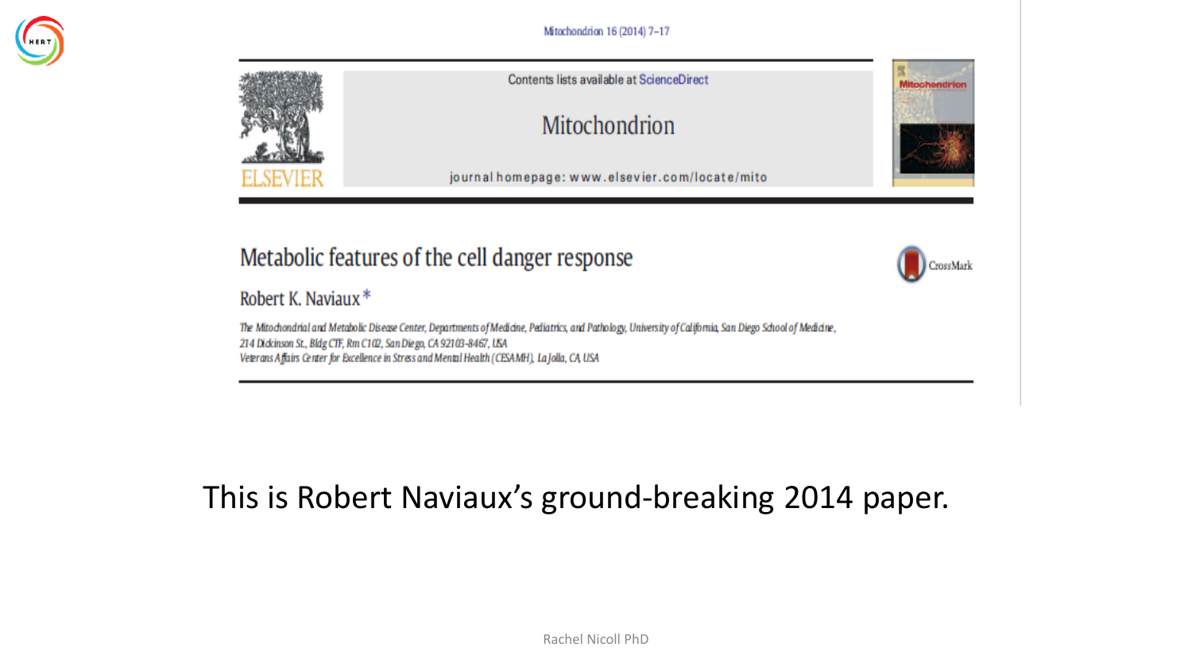Mitochondrion 16 (2014) 7–17

Contents lists available at ScienceDirect

Mitochondrion

journal homepage: www.elsevier.com/locate/mito

# Metabolic features of the cell danger response

Robert K. Naviaux *

*The Mitochondrial and Metabolic Disease Center, Departments of Medicine, Pediatrics, and Pathology, University of California, San Diego School of Medicine, 214 Dickinson St., Bldg CTF, Rm C102, San Diego, CA 92103-8467, USA*

*Veterans Affairs Center for Excellence in Stress and Mental Health (CESAMH), La Jolla, CA, USA*

This is Robert Naviaux's ground-breaking 2014 paper.

Rachel Nicoll PhD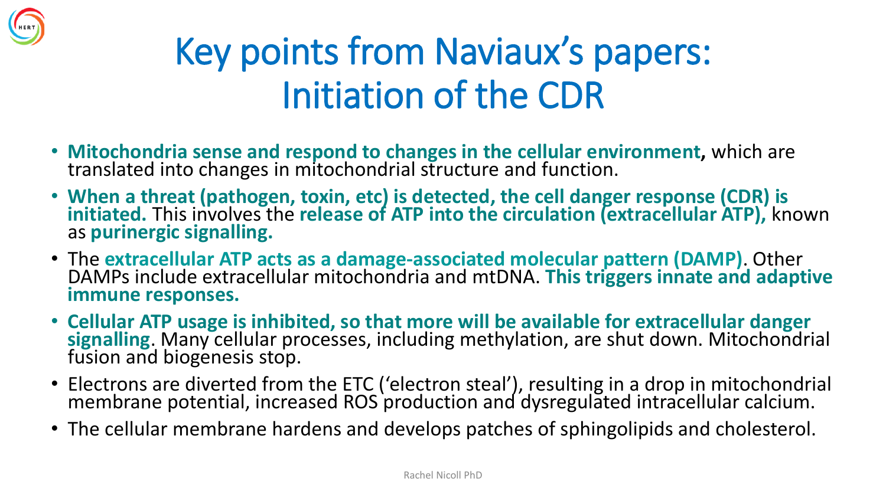# Key points from Naviaux's papers: Initiation of the CDR

- **Mitochondria sense and respond to changes in the cellular environment,** which are translated into changes in mitochondrial structure and function.
- **When a threat (pathogen, toxin, etc) is detected, the cell danger response (CDR) is initiated.** This involves the **release of ATP into the circulation (extracellular ATP),** known as **purinergic signalling.**
- The **extracellular ATP acts as a damage-associated molecular pattern (DAMP)**. Other DAMPs include extracellular mitochondria and mtDNA. **This triggers innate and adaptive immune responses.**
- **Cellular ATP usage is inhibited, so that more will be available for extracellular danger signalling**. Many cellular processes, including methylation, are shut down. Mitochondrial fusion and biogenesis stop.
- Electrons are diverted from the ETC ('electron steal'), resulting in a drop in mitochondrial membrane potential, increased ROS production and dysregulated intracellular calcium.
- The cellular membrane hardens and develops patches of sphingolipids and cholesterol.

Rachel Nicoll PhD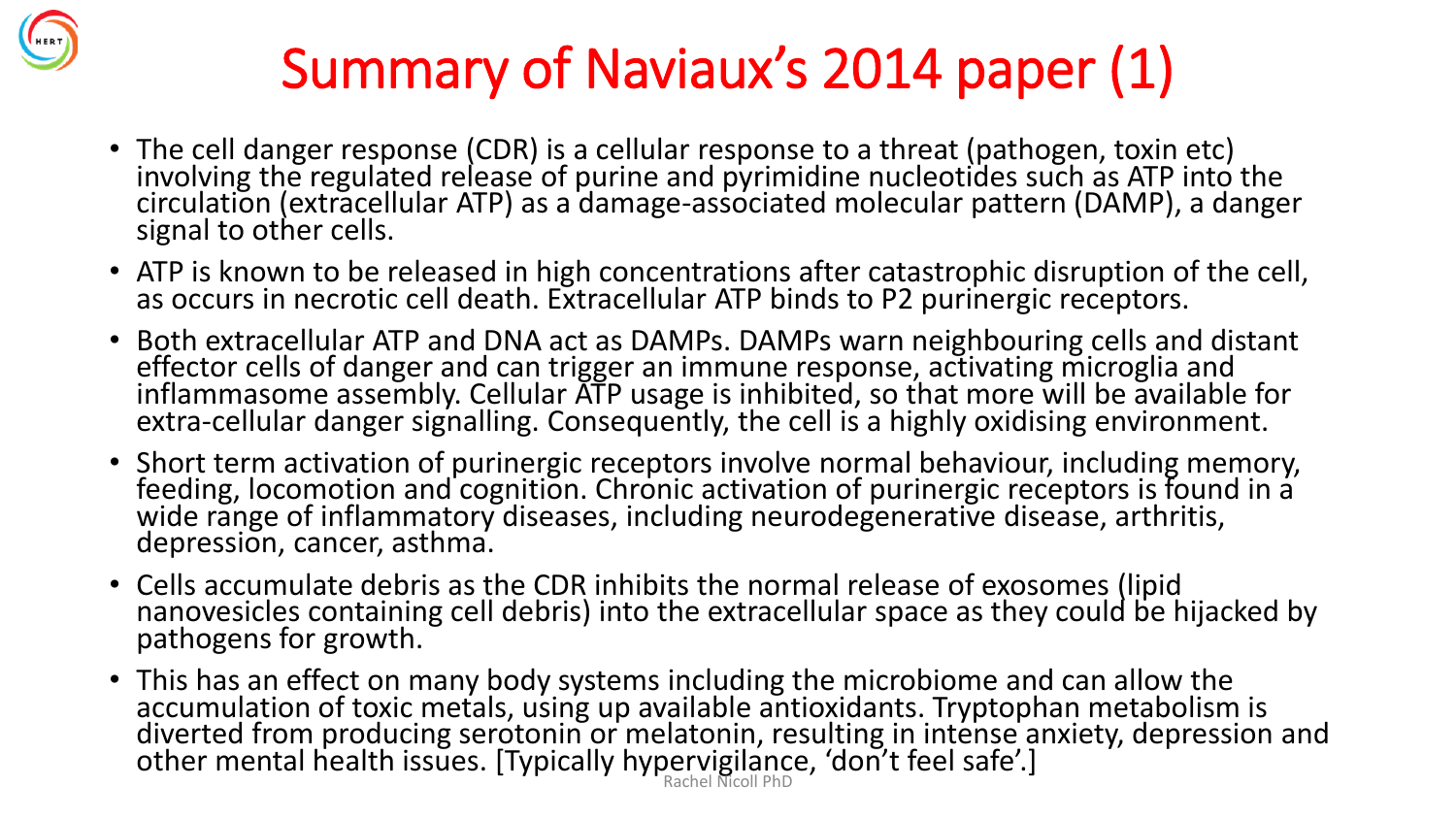# Summary of Naviaux's 2014 paper (1)

- The cell danger response (CDR) is a cellular response to a threat (pathogen, toxin etc) involving the regulated release of purine and pyrimidine nucleotides such as ATP into the circulation (extracellular ATP) as a damage-associated molecular pattern (DAMP), a danger signal to other cells.
- ATP is known to be released in high concentrations after catastrophic disruption of the cell, as occurs in necrotic cell death. Extracellular ATP binds to P2 purinergic receptors.
- Both extracellular ATP and DNA act as DAMPs. DAMPs warn neighbouring cells and distant effector cells of danger and can trigger an immune response, activating microglia and inflammasome assembly. Cellular ATP usage is inhibited, so that more will be available for extra-cellular danger signalling. Consequently, the cell is a highly oxidising environment.
- Short term activation of purinergic receptors involve normal behaviour, including memory, feeding, locomotion and cognition. Chronic activation of purinergic receptors is found in a wide range of inflammatory diseases, including neurodegenerative disease, arthritis, depression, cancer, asthma.
- Cells accumulate debris as the CDR inhibits the normal release of exosomes (lipid nanovesicles containing cell debris) into the extracellular space as they could be hijacked by pathogens for growth.
- This has an effect on many body systems including the microbiome and can allow the accumulation of toxic metals, using up available antioxidants. Tryptophan metabolism is diverted from producing serotonin or melatonin, resulting in intense anxiety, depression and other mental health issues. [Typically hypervigilance, 'don't feel safe'.]

Rachel Nicoll PhD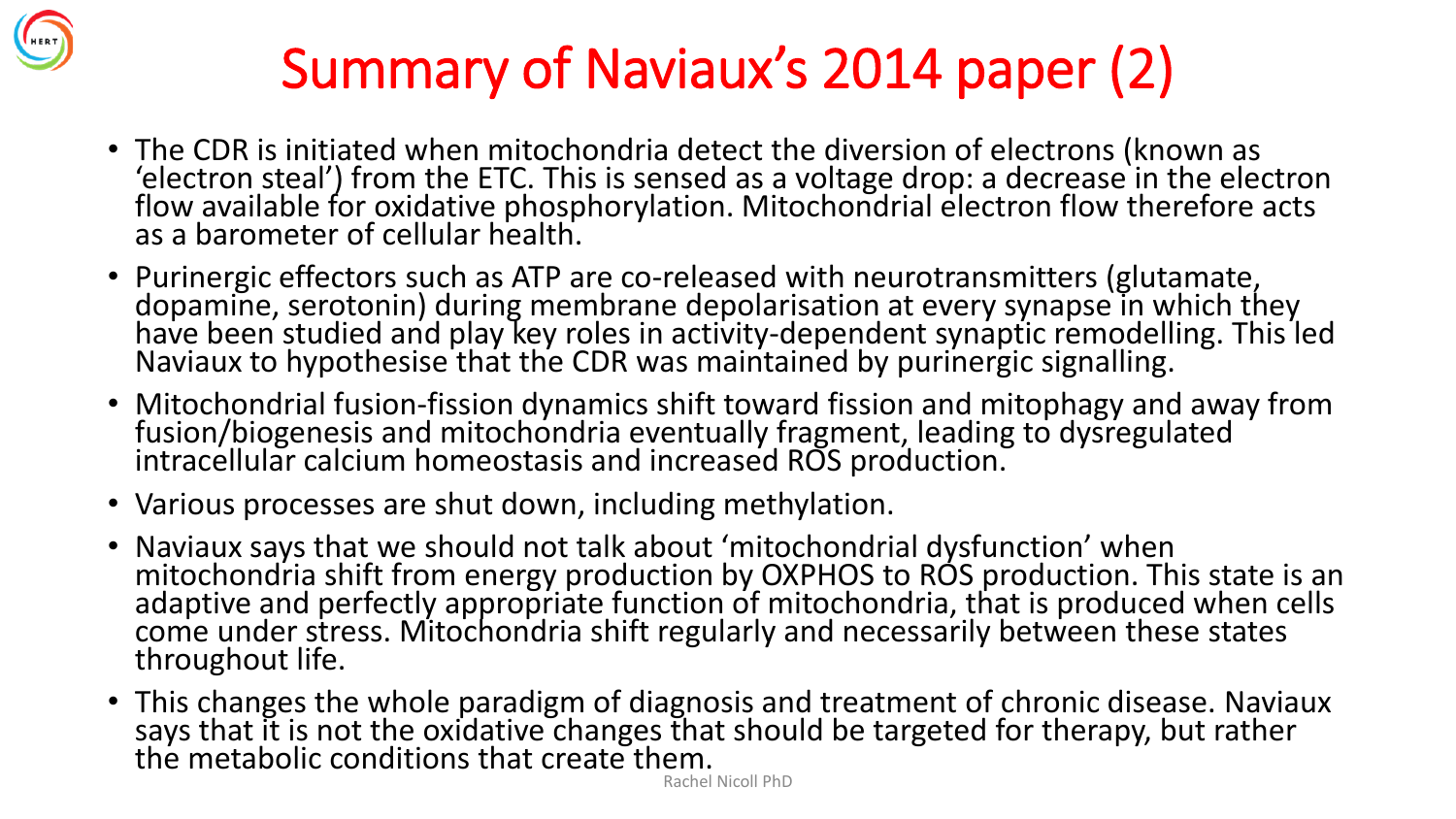# Summary of Naviaux's 2014 paper (2)

- The CDR is initiated when mitochondria detect the diversion of electrons (known as 'electron steal') from the ETC. This is sensed as a voltage drop: a decrease in the electron flow available for oxidative phosphorylation. Mitochondrial electron flow therefore acts as a barometer of cellular health.
- Purinergic effectors such as ATP are co-released with neurotransmitters (glutamate, dopamine, serotonin) during membrane depolarisation at every synapse in which they have been studied and play key roles in activity-dependent synaptic remodelling. This led Naviaux to hypothesise that the CDR was maintained by purinergic signalling.
- Mitochondrial fusion-fission dynamics shift toward fission and mitophagy and away from fusion/biogenesis and mitochondria eventually fragment, leading to dysregulated intracellular calcium homeostasis and increased ROS production.
- Various processes are shut down, including methylation.
- Naviaux says that we should not talk about 'mitochondrial dysfunction' when mitochondria shift from energy production by OXPHOS to ROS production. This state is an adaptive and perfectly appropriate function of mitochondria, that is produced when cells come under stress. Mitochondria shift regularly and necessarily between these states throughout life.
- This changes the whole paradigm of diagnosis and treatment of chronic disease. Naviaux says that it is not the oxidative changes that should be targeted for therapy, but rather the metabolic conditions that create them.

Rachel Nicoll PhD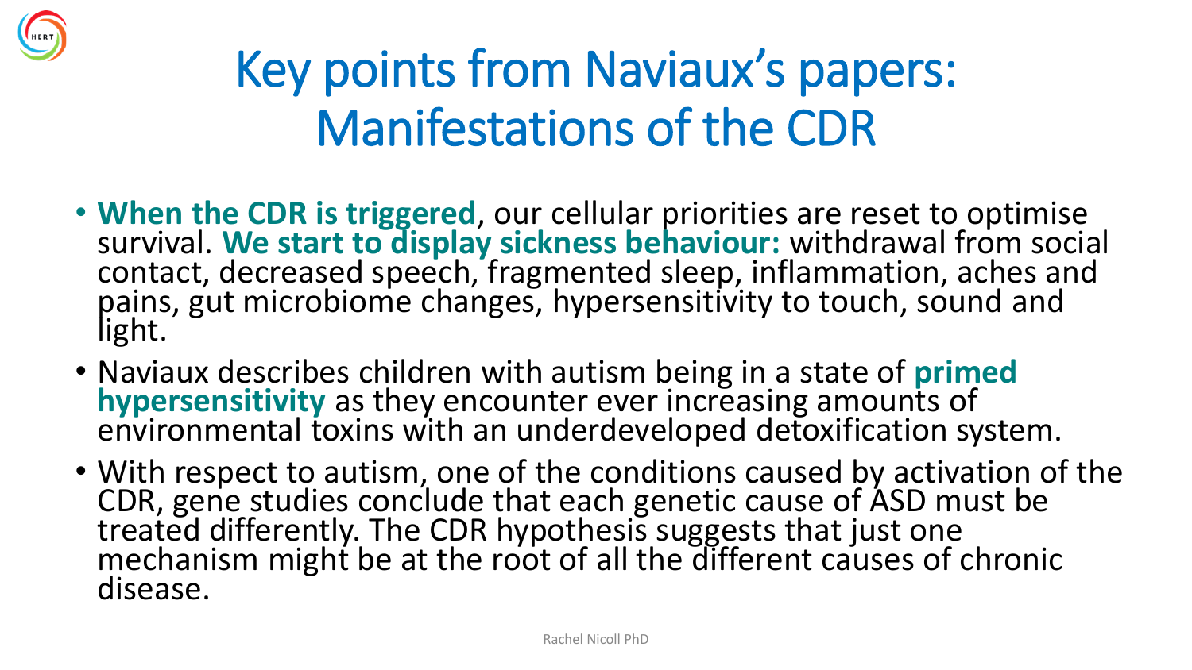# Key points from Naviaux's papers: Manifestations of the CDR

- **When the CDR is triggered**, our cellular priorities are reset to optimise survival. **We start to display sickness behaviour:** withdrawal from social contact, decreased speech, fragmented sleep, inflammation, aches and pains, gut microbiome changes, hypersensitivity to touch, sound and light.
- Naviaux describes children with autism being in a state of **primed hypersensitivity** as they encounter ever increasing amounts of environmental toxins with an underdeveloped detoxification system.
- With respect to autism, one of the conditions caused by activation of the CDR, gene studies conclude that each genetic cause of ASD must be treated differently. The CDR hypothesis suggests that just one mechanism might be at the root of all the different causes of chronic disease.

Rachel Nicoll PhD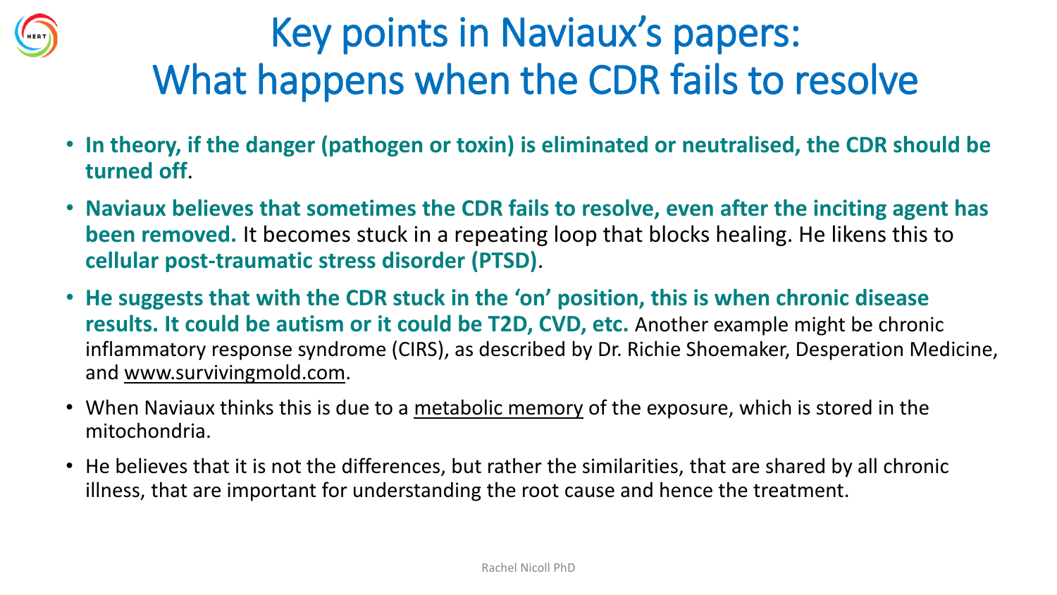# Key points in Naviaux's papers: What happens when the CDR fails to resolve

- **In theory, if the danger (pathogen or toxin) is eliminated or neutralised, the CDR should be turned off**.
- **Naviaux believes that sometimes the CDR fails to resolve, even after the inciting agent has been removed.** It becomes stuck in a repeating loop that blocks healing. He likens this to **cellular post-traumatic stress disorder (PTSD)**.
- **He suggests that with the CDR stuck in the 'on' position, this is when chronic disease results. It could be autism or it could be T2D, CVD, etc.** Another example might be chronic inflammatory response syndrome (CIRS), as described by Dr. Richie Shoemaker, Desperation Medicine, and www.survivingmold.com.
- When Naviaux thinks this is due to a metabolic memory of the exposure, which is stored in the mitochondria.
- He believes that it is not the differences, but rather the similarities, that are shared by all chronic illness, that are important for understanding the root cause and hence the treatment.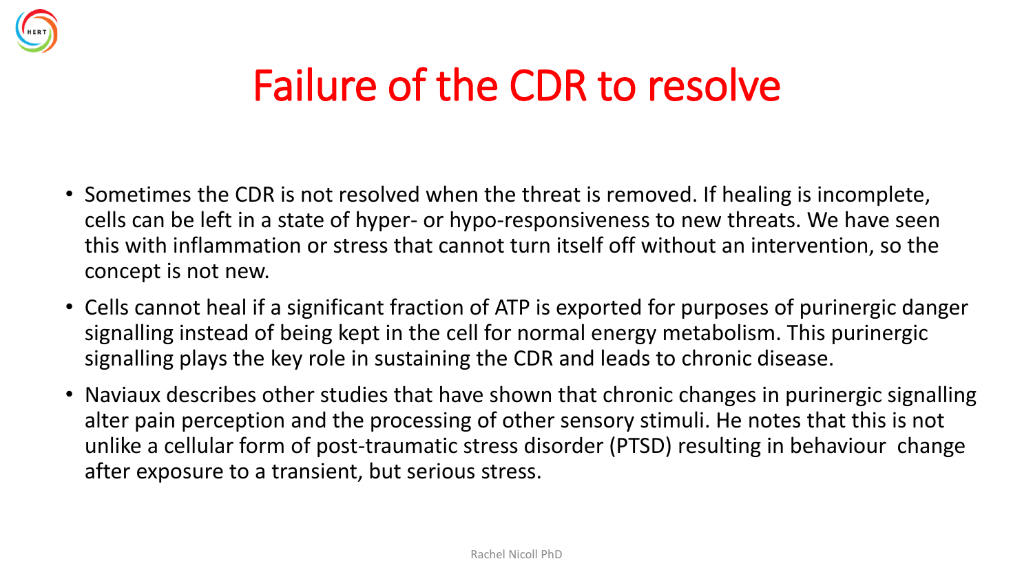# Failure of the CDR to resolve

- Sometimes the CDR is not resolved when the threat is removed. If healing is incomplete, cells can be left in a state of hyper- or hypo-responsiveness to new threats. We have seen this with inflammation or stress that cannot turn itself off without an intervention, so the concept is not new.
- Cells cannot heal if a significant fraction of ATP is exported for purposes of purinergic danger signalling instead of being kept in the cell for normal energy metabolism. This purinergic signalling plays the key role in sustaining the CDR and leads to chronic disease.
- Naviaux describes other studies that have shown that chronic changes in purinergic signalling alter pain perception and the processing of other sensory stimuli. He notes that this is not unlike a cellular form of post-traumatic stress disorder (PTSD) resulting in behaviour change after exposure to a transient, but serious stress.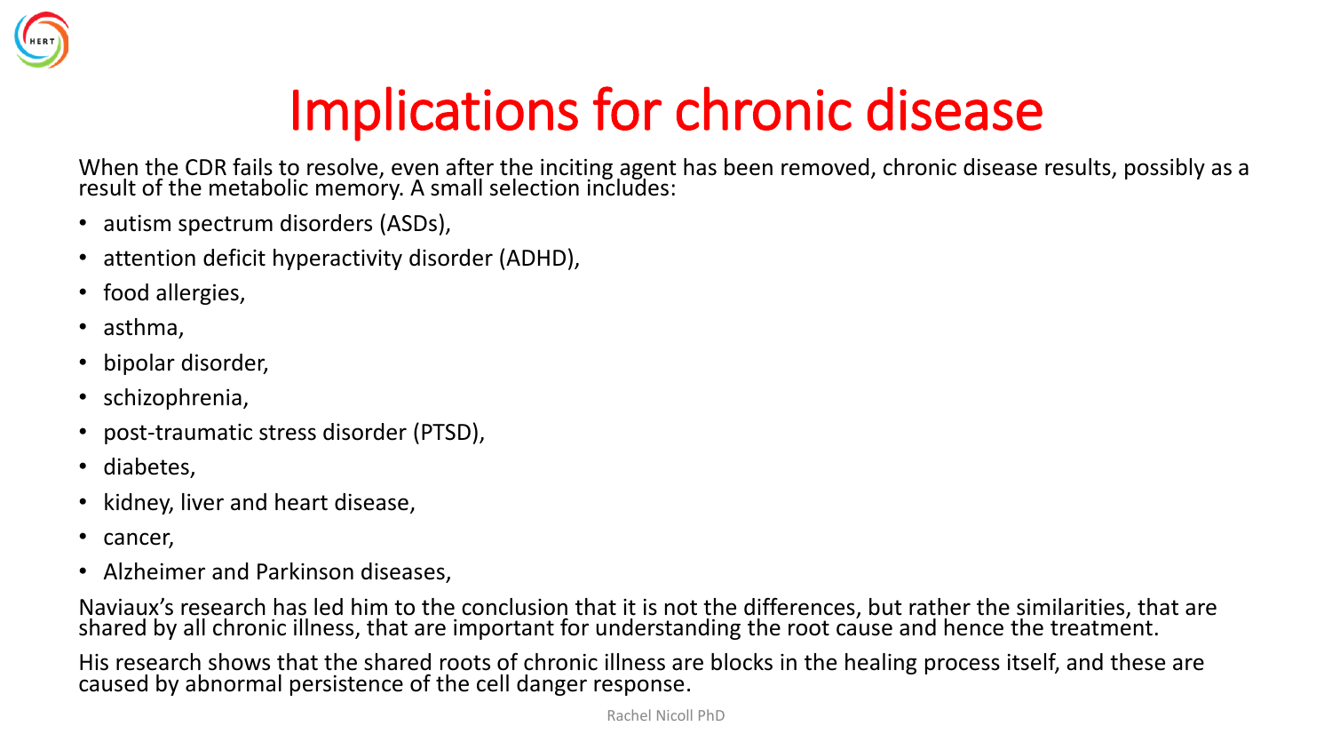# Implications for chronic disease

When the CDR fails to resolve, even after the inciting agent has been removed, chronic disease results, possibly as a result of the metabolic memory. A small selection includes:

- autism spectrum disorders (ASDs),
- attention deficit hyperactivity disorder (ADHD),
- food allergies,
- asthma,
- bipolar disorder,
- schizophrenia,
- post-traumatic stress disorder (PTSD),
- diabetes,
- kidney, liver and heart disease,
- cancer,
- Alzheimer and Parkinson diseases,

Naviaux's research has led him to the conclusion that it is not the differences, but rather the similarities, that are shared by all chronic illness, that are important for understanding the root cause and hence the treatment.

His research shows that the shared roots of chronic illness are blocks in the healing process itself, and these are caused by abnormal persistence of the cell danger response.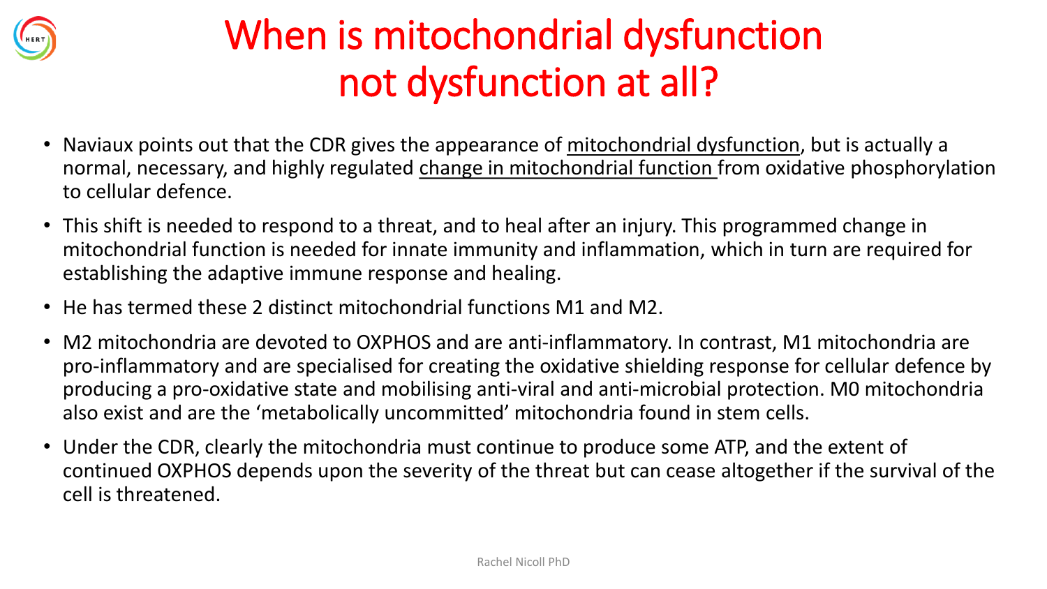# When is mitochondrial dysfunction not dysfunction at all?

- Naviaux points out that the CDR gives the appearance of <u>mitochondrial dysfunction</u>, but is actually a normal, necessary, and highly regulated <u>change in mitochondrial function</u> from oxidative phosphorylation to cellular defence.
- This shift is needed to respond to a threat, and to heal after an injury. This programmed change in mitochondrial function is needed for innate immunity and inflammation, which in turn are required for establishing the adaptive immune response and healing.
- He has termed these 2 distinct mitochondrial functions M1 and M2.
- M2 mitochondria are devoted to OXPHOS and are anti-inflammatory. In contrast, M1 mitochondria are pro-inflammatory and are specialised for creating the oxidative shielding response for cellular defence by producing a pro-oxidative state and mobilising anti-viral and anti-microbial protection. M0 mitochondria also exist and are the 'metabolically uncommitted' mitochondria found in stem cells.
- Under the CDR, clearly the mitochondria must continue to produce some ATP, and the extent of continued OXPHOS depends upon the severity of the threat but can cease altogether if the survival of the cell is threatened.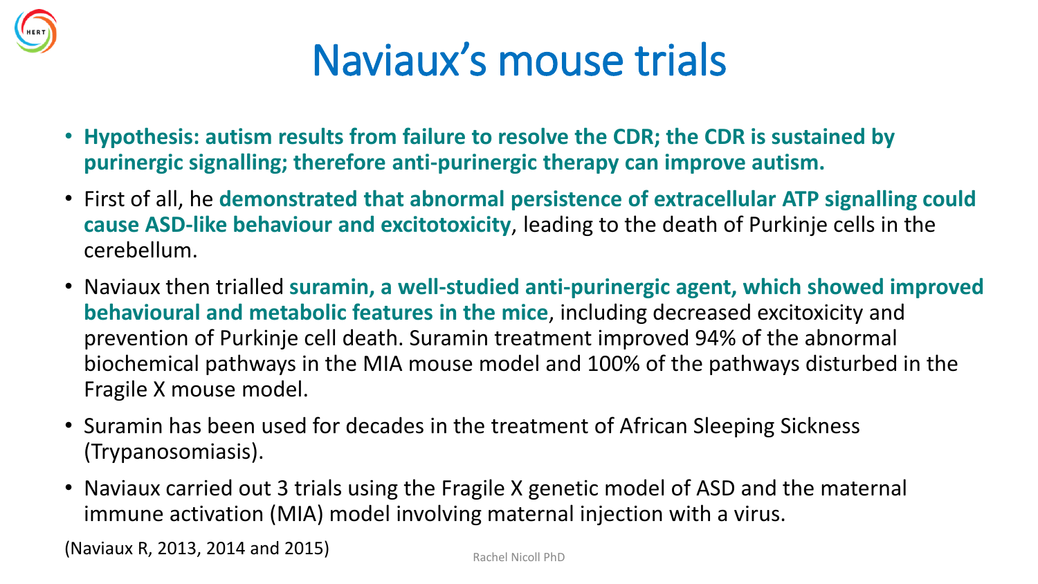# Naviaux's mouse trials

- **Hypothesis: autism results from failure to resolve the CDR; the CDR is sustained by purinergic signalling; therefore anti-purinergic therapy can improve autism.**
- First of all, he **demonstrated that abnormal persistence of extracellular ATP signalling could cause ASD-like behaviour and excitotoxicity**, leading to the death of Purkinje cells in the cerebellum.
- Naviaux then trialled **suramin, a well-studied anti-purinergic agent, which showed improved behavioural and metabolic features in the mice**, including decreased excitoxicity and prevention of Purkinje cell death. Suramin treatment improved 94% of the abnormal biochemical pathways in the MIA mouse model and 100% of the pathways disturbed in the Fragile X mouse model.
- Suramin has been used for decades in the treatment of African Sleeping Sickness (Trypanosomiasis).
- Naviaux carried out 3 trials using the Fragile X genetic model of ASD and the maternal immune activation (MIA) model involving maternal injection with a virus.

(Naviaux R, 2013, 2014 and 2015)

Rachel Nicoll PhD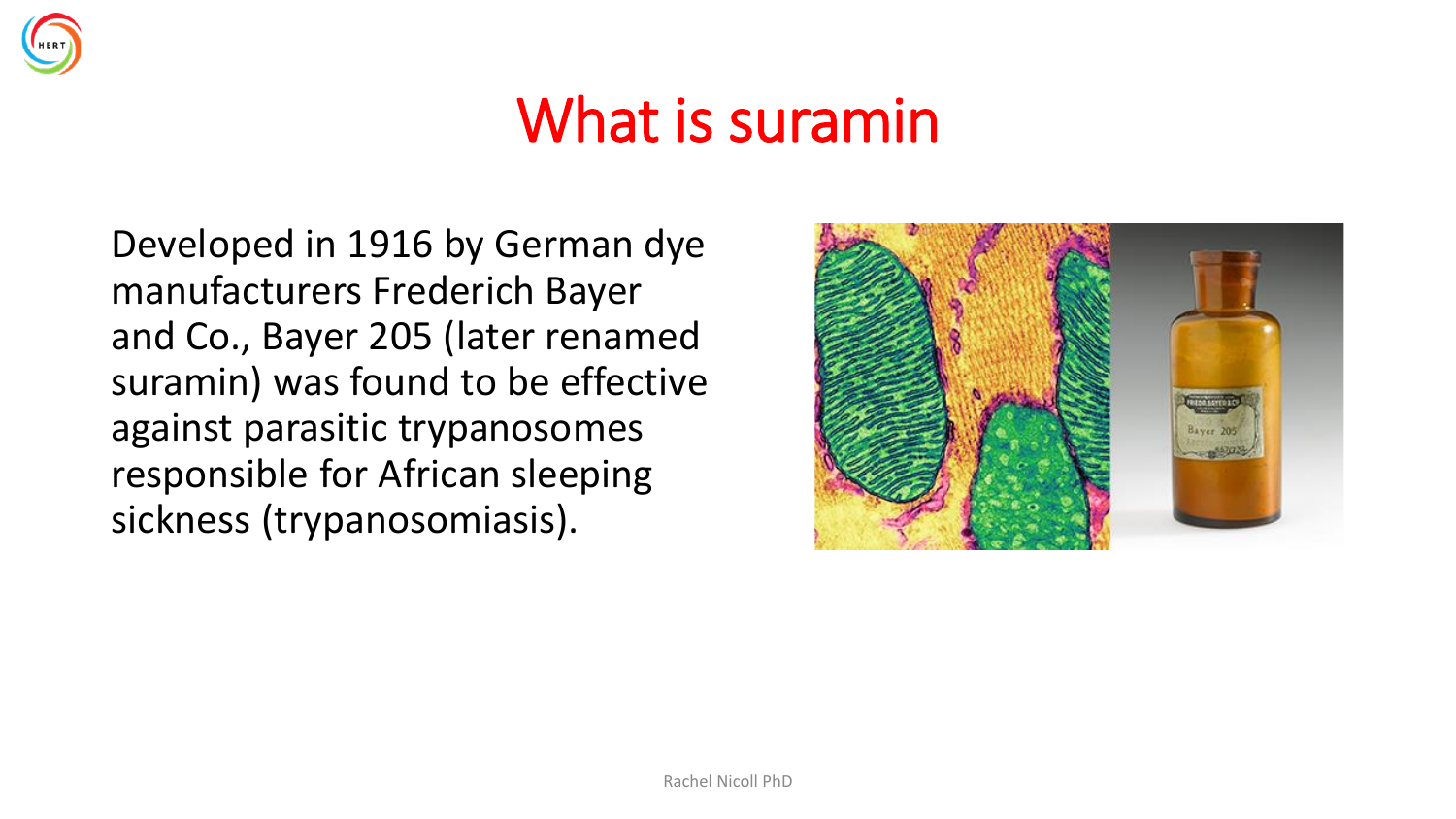# What is suramin

Developed in 1916 by German dye manufacturers Frederich Bayer and Co., Bayer 205 (later renamed suramin) was found to be effective against parasitic trypanosomes responsible for African sleeping sickness (trypanosomiasis).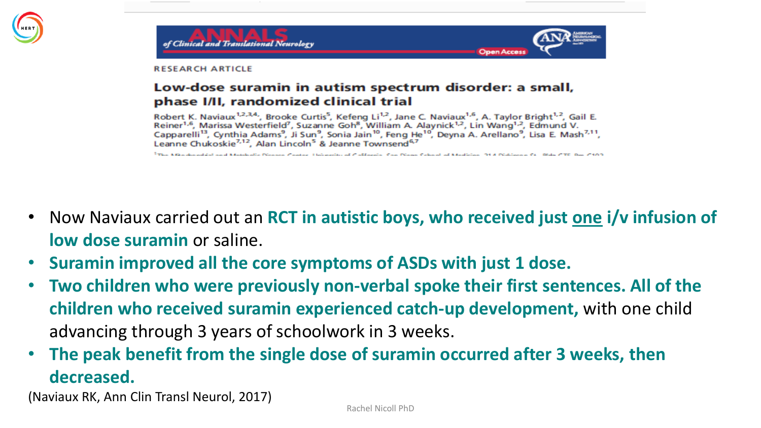*Annals of Clinical and Translational Neurology* — Open Access

RESEARCH ARTICLE

### Low-dose suramin in autism spectrum disorder: a small, phase I/II, randomized clinical trial

Robert K. Naviaux[1,2,3,4], Brooke Curtis[5], Kefeng Li[1,2], Jane C. Naviaux[1,6], A. Taylor Bright[1,2], Gail E. Reiner[1,6], Marissa Westerfield[7], Suzanne Goh[8], William A. Alaynick[1,2], Lin Wang[1,2], Edmund V. Capparelli[13], Cynthia Adams[9], Ji Sun[9], Sonia Jain[10], Feng He[10], Deyna A. Arellano[9], Lisa E. Mash[7,11], Leanne Chukoskie[7,12], Alan Lincoln[5] & Jeanne Townsend[6,7]

- Now Naviaux carried out an **RCT in autistic boys, who received just <u>one</u> i/v infusion of low dose suramin** or saline.
- **Suramin improved all the core symptoms of ASDs with just 1 dose.**
- **Two children who were previously non-verbal spoke their first sentences. All of the children who received suramin experienced catch-up development,** with one child advancing through 3 years of schoolwork in 3 weeks.
- **The peak benefit from the single dose of suramin occurred after 3 weeks, then decreased.**

(Naviaux RK, Ann Clin Transl Neurol, 2017)

Rachel Nicoll PhD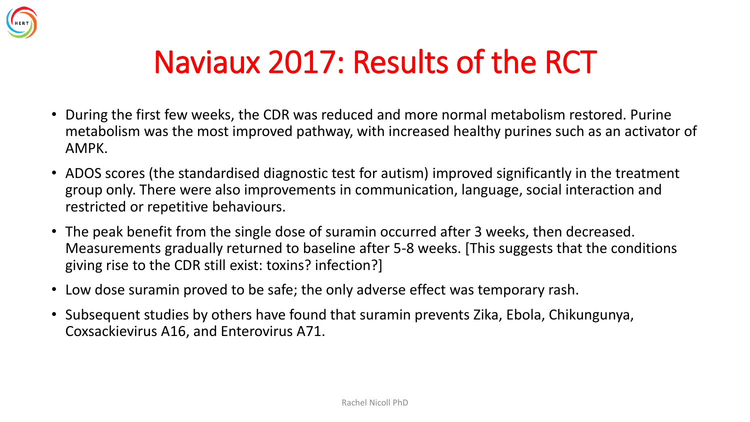# Naviaux 2017: Results of the RCT

- During the first few weeks, the CDR was reduced and more normal metabolism restored. Purine metabolism was the most improved pathway, with increased healthy purines such as an activator of AMPK.
- ADOS scores (the standardised diagnostic test for autism) improved significantly in the treatment group only. There were also improvements in communication, language, social interaction and restricted or repetitive behaviours.
- The peak benefit from the single dose of suramin occurred after 3 weeks, then decreased. Measurements gradually returned to baseline after 5-8 weeks. [This suggests that the conditions giving rise to the CDR still exist: toxins? infection?]
- Low dose suramin proved to be safe; the only adverse effect was temporary rash.
- Subsequent studies by others have found that suramin prevents Zika, Ebola, Chikungunya, Coxsackievirus A16, and Enterovirus A71.

Rachel Nicoll PhD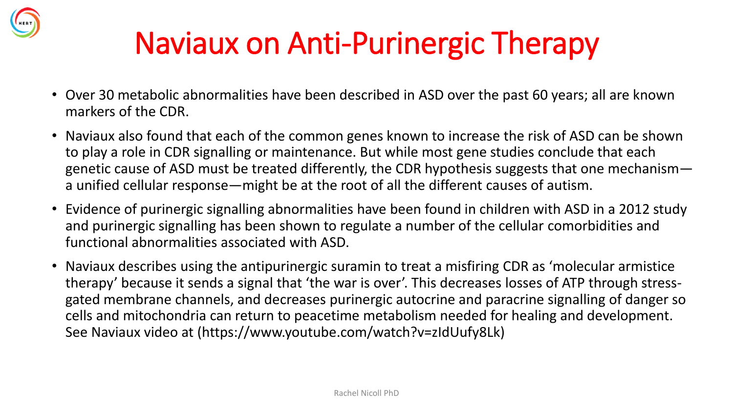# Naviaux on Anti-Purinergic Therapy

- Over 30 metabolic abnormalities have been described in ASD over the past 60 years; all are known markers of the CDR.
- Naviaux also found that each of the common genes known to increase the risk of ASD can be shown to play a role in CDR signalling or maintenance. But while most gene studies conclude that each genetic cause of ASD must be treated differently, the CDR hypothesis suggests that one mechanism—a unified cellular response—might be at the root of all the different causes of autism.
- Evidence of purinergic signalling abnormalities have been found in children with ASD in a 2012 study and purinergic signalling has been shown to regulate a number of the cellular comorbidities and functional abnormalities associated with ASD.
- Naviaux describes using the antipurinergic suramin to treat a misfiring CDR as 'molecular armistice therapy' because it sends a signal that 'the war is over'. This decreases losses of ATP through stress-gated membrane channels, and decreases purinergic autocrine and paracrine signalling of danger so cells and mitochondria can return to peacetime metabolism needed for healing and development. See Naviaux video at (https://www.youtube.com/watch?v=zIdUufy8Lk)

Rachel Nicoll PhD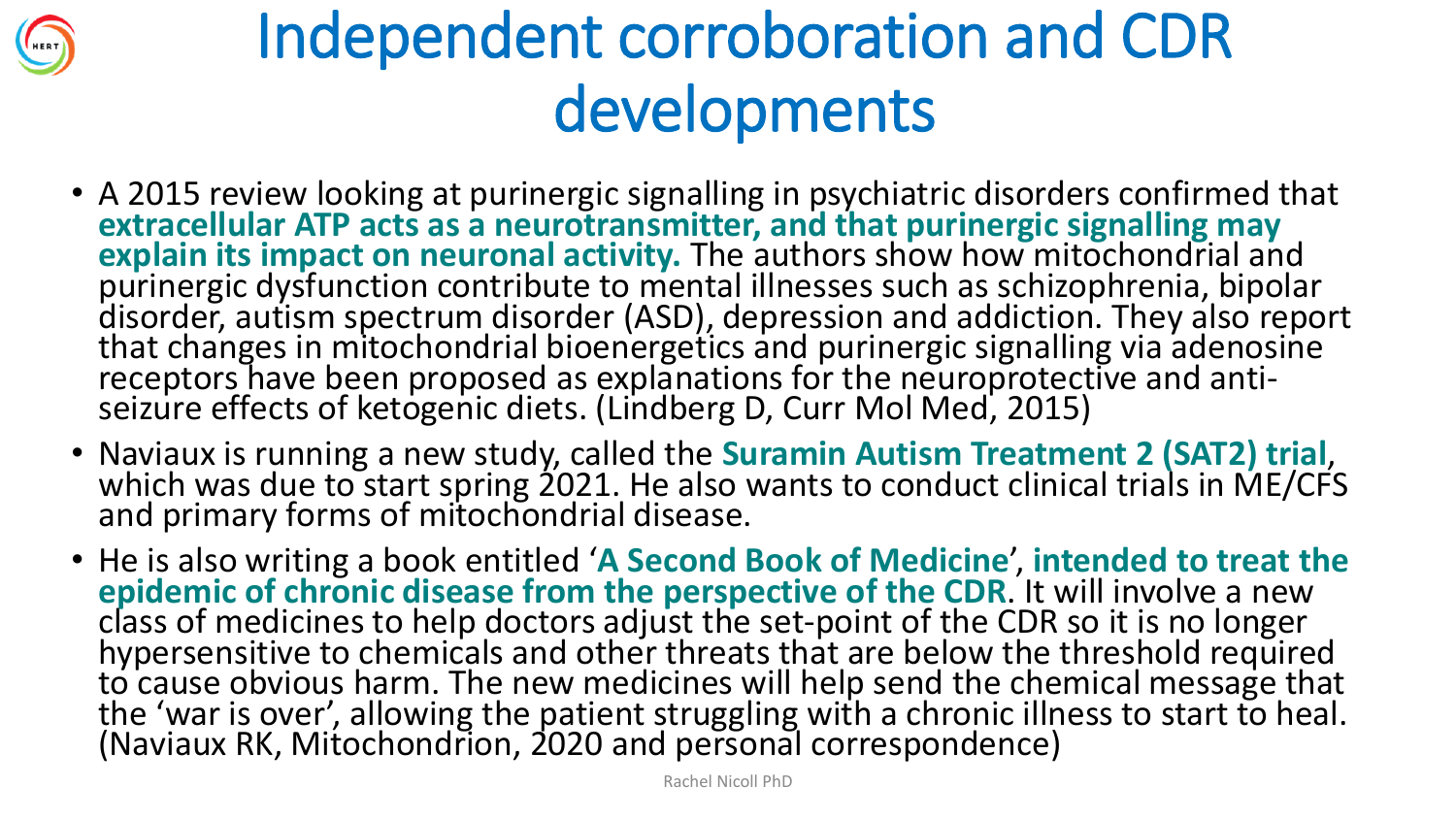# Independent corroboration and CDR developments

- A 2015 review looking at purinergic signalling in psychiatric disorders confirmed that **extracellular ATP acts as a neurotransmitter, and that purinergic signalling may explain its impact on neuronal activity.** The authors show how mitochondrial and purinergic dysfunction contribute to mental illnesses such as schizophrenia, bipolar disorder, autism spectrum disorder (ASD), depression and addiction. They also report that changes in mitochondrial bioenergetics and purinergic signalling via adenosine receptors have been proposed as explanations for the neuroprotective and anti-seizure effects of ketogenic diets. (Lindberg D, Curr Mol Med, 2015)
- Naviaux is running a new study, called the **Suramin Autism Treatment 2 (SAT2) trial**, which was due to start spring 2021. He also wants to conduct clinical trials in ME/CFS and primary forms of mitochondrial disease.
- He is also writing a book entitled '**A Second Book of Medicine**', **intended to treat the epidemic of chronic disease from the perspective of the CDR**. It will involve a new class of medicines to help doctors adjust the set-point of the CDR so it is no longer hypersensitive to chemicals and other threats that are below the threshold required to cause obvious harm. The new medicines will help send the chemical message that the 'war is over', allowing the patient struggling with a chronic illness to start to heal. (Naviaux RK, Mitochondrion, 2020 and personal correspondence)

Rachel Nicoll PhD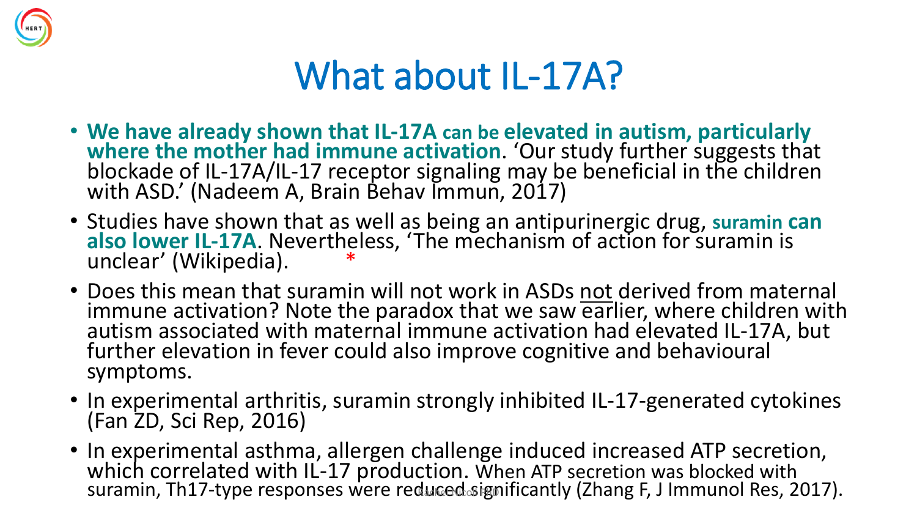# What about IL-17A?

- **We have already shown that IL-17A can be elevated in autism, particularly where the mother had immune activation**. 'Our study further suggests that blockade of IL-17A/IL-17 receptor signaling may be beneficial in the children with ASD.' (Nadeem A, Brain Behav Immun, 2017)
- Studies have shown that as well as being an antipurinergic drug, **suramin can also lower IL-17A**. Nevertheless, 'The mechanism of action for suramin is unclear' (Wikipedia). *
- Does this mean that suramin will not work in ASDs <u>not</u> derived from maternal immune activation? Note the paradox that we saw earlier, where children with autism associated with maternal immune activation had elevated IL-17A, but further elevation in fever could also improve cognitive and behavioural symptoms.
- In experimental arthritis, suramin strongly inhibited IL-17-generated cytokines (Fan ZD, Sci Rep, 2016)
- In experimental asthma, allergen challenge induced increased ATP secretion, which correlated with IL-17 production. When ATP secretion was blocked with suramin, Th17-type responses were reduced significantly (Zhang F, J Immunol Res, 2017).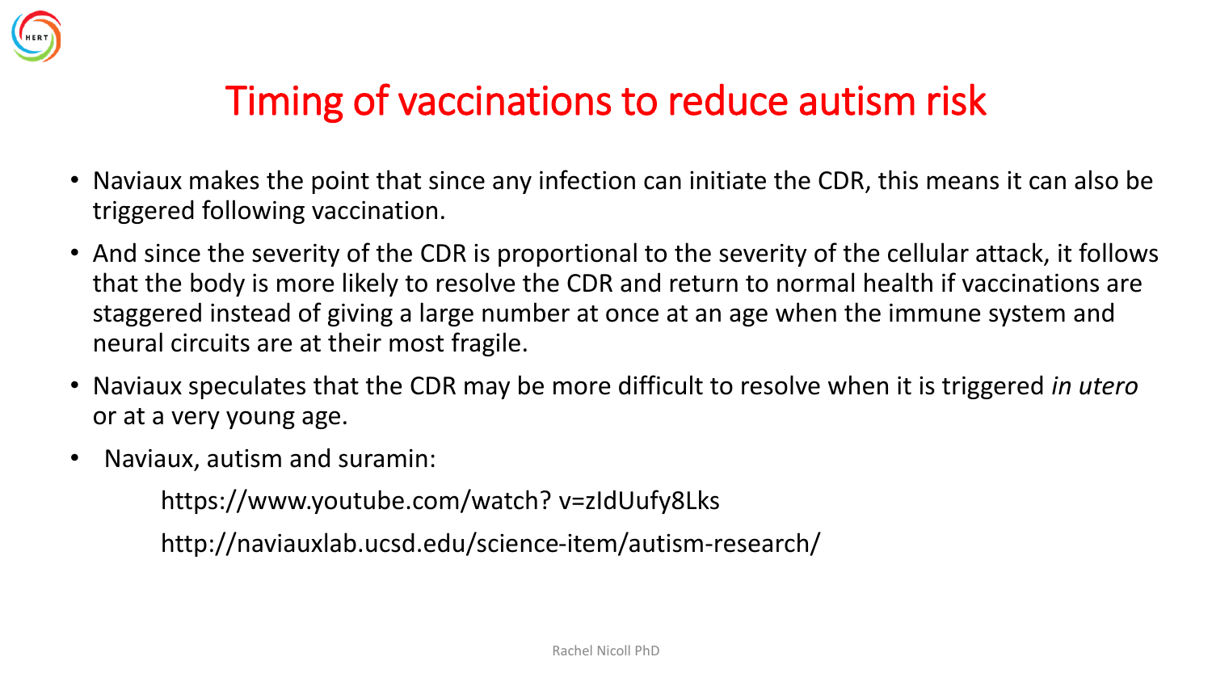# Timing of vaccinations to reduce autism risk

- Naviaux makes the point that since any infection can initiate the CDR, this means it can also be triggered following vaccination.
- And since the severity of the CDR is proportional to the severity of the cellular attack, it follows that the body is more likely to resolve the CDR and return to normal health if vaccinations are staggered instead of giving a large number at once at an age when the immune system and neural circuits are at their most fragile.
- Naviaux speculates that the CDR may be more difficult to resolve when it is triggered *in utero* or at a very young age.
- Naviaux, autism and suramin:

  https://www.youtube.com/watch? v=zIdUufy8Lks

  http://naviauxlab.ucsd.edu/science-item/autism-research/

Rachel Nicoll PhD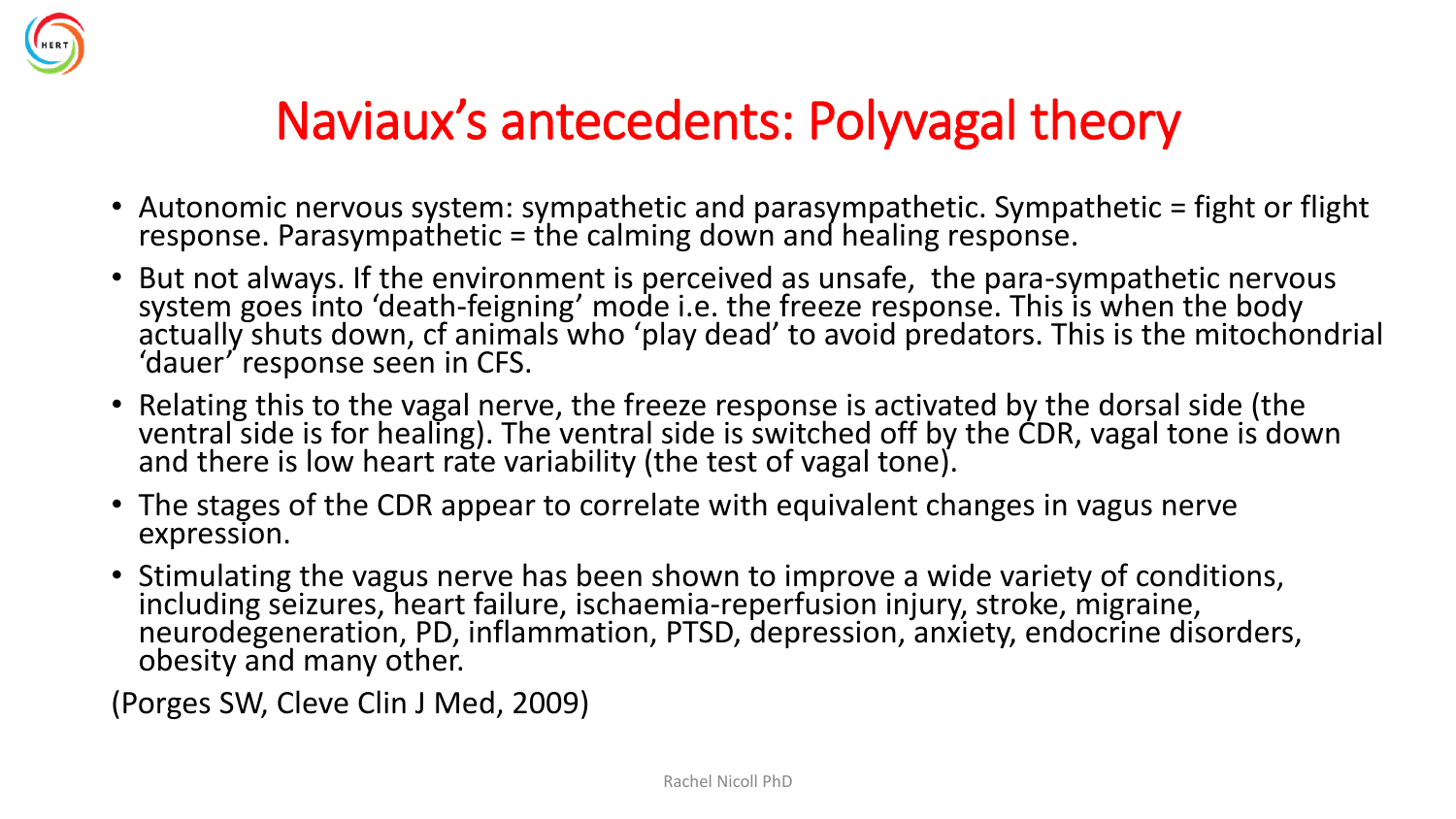# Naviaux's antecedents: Polyvagal theory

- Autonomic nervous system: sympathetic and parasympathetic. Sympathetic = fight or flight response. Parasympathetic = the calming down and healing response.
- But not always. If the environment is perceived as unsafe, the para-sympathetic nervous system goes into 'death-feigning' mode i.e. the freeze response. This is when the body actually shuts down, cf animals who 'play dead' to avoid predators. This is the mitochondrial 'dauer' response seen in CFS.
- Relating this to the vagal nerve, the freeze response is activated by the dorsal side (the ventral side is for healing). The ventral side is switched off by the CDR, vagal tone is down and there is low heart rate variability (the test of vagal tone).
- The stages of the CDR appear to correlate with equivalent changes in vagus nerve expression.
- Stimulating the vagus nerve has been shown to improve a wide variety of conditions, including seizures, heart failure, ischaemia-reperfusion injury, stroke, migraine, neurodegeneration, PD, inflammation, PTSD, depression, anxiety, endocrine disorders, obesity and many other.

(Porges SW, Cleve Clin J Med, 2009)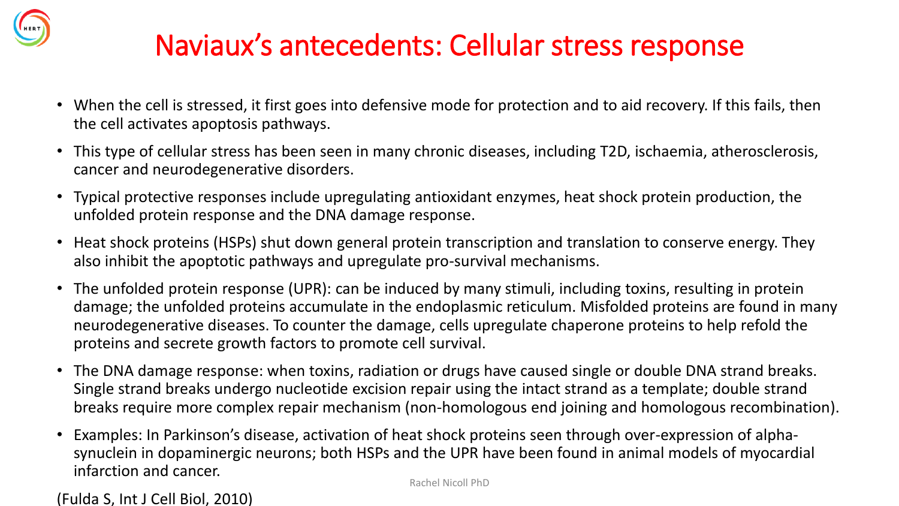# Naviaux's antecedents: Cellular stress response

- When the cell is stressed, it first goes into defensive mode for protection and to aid recovery. If this fails, then the cell activates apoptosis pathways.
- This type of cellular stress has been seen in many chronic diseases, including T2D, ischaemia, atherosclerosis, cancer and neurodegenerative disorders.
- Typical protective responses include upregulating antioxidant enzymes, heat shock protein production, the unfolded protein response and the DNA damage response.
- Heat shock proteins (HSPs) shut down general protein transcription and translation to conserve energy. They also inhibit the apoptotic pathways and upregulate pro-survival mechanisms.
- The unfolded protein response (UPR): can be induced by many stimuli, including toxins, resulting in protein damage; the unfolded proteins accumulate in the endoplasmic reticulum. Misfolded proteins are found in many neurodegenerative diseases. To counter the damage, cells upregulate chaperone proteins to help refold the proteins and secrete growth factors to promote cell survival.
- The DNA damage response: when toxins, radiation or drugs have caused single or double DNA strand breaks. Single strand breaks undergo nucleotide excision repair using the intact strand as a template; double strand breaks require more complex repair mechanism (non-homologous end joining and homologous recombination).
- Examples: In Parkinson's disease, activation of heat shock proteins seen through over-expression of alpha-synuclein in dopaminergic neurons; both HSPs and the UPR have been found in animal models of myocardial infarction and cancer.

(Fulda S, Int J Cell Biol, 2010)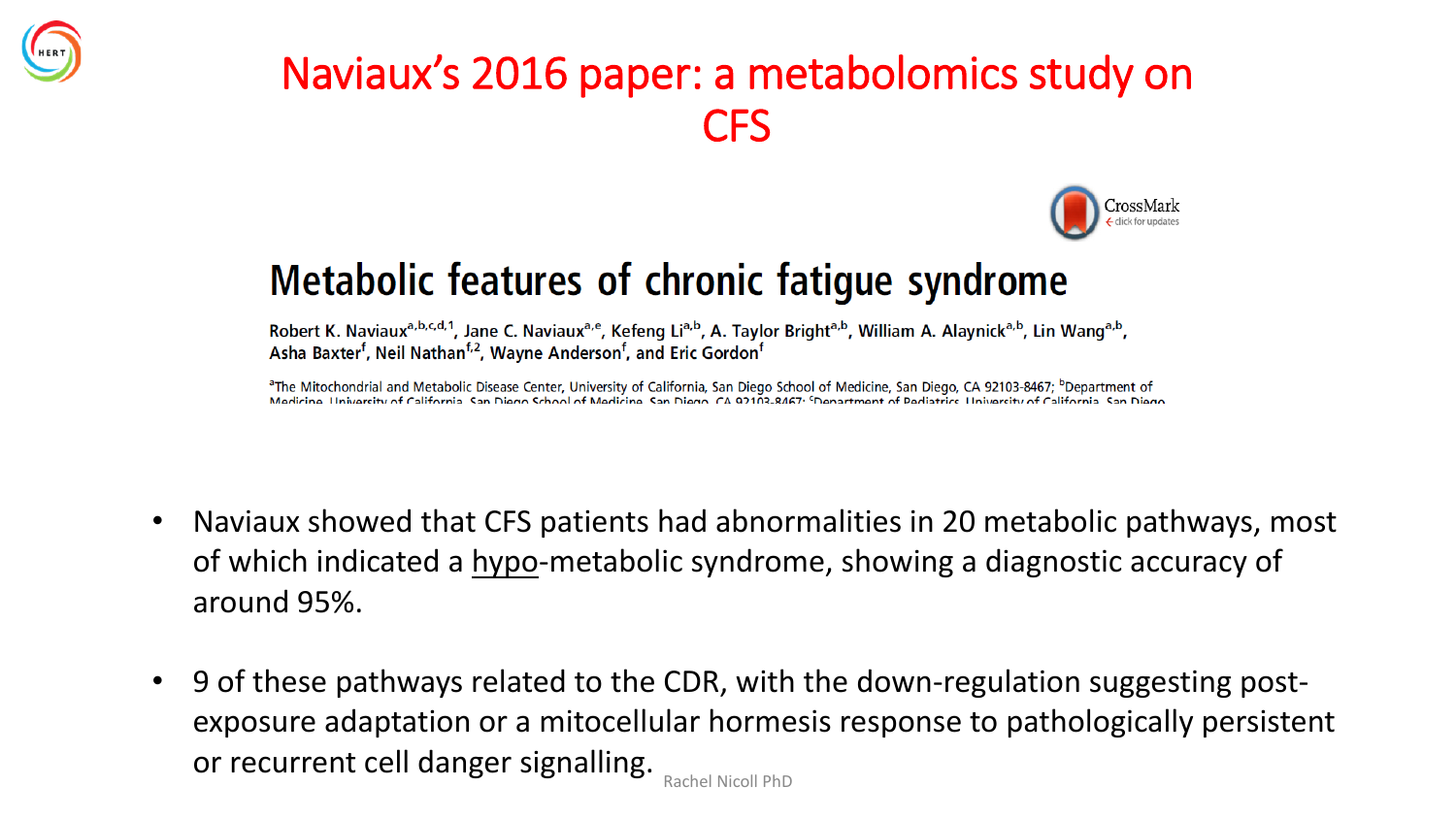# Naviaux's 2016 paper: a metabolomics study on CFS

## Metabolic features of chronic fatigue syndrome

Robert K. Naviaux[a,b,c,d,1], Jane C. Naviaux[a,e], Kefeng Li[a,b], A. Taylor Bright[a,b], William A. Alaynick[a,b], Lin Wang[a,b], Asha Baxter[f], Neil Nathan[f,2], Wayne Anderson[f], and Eric Gordon[f]

[a]The Mitochondrial and Metabolic Disease Center, University of California, San Diego School of Medicine, San Diego, CA 92103-8467; [b]Department of Medicine, University of California, San Diego School of Medicine, San Diego, CA 92103-8467; [c]Department of Pediatrics, University of California, San Diego

- Naviaux showed that CFS patients had abnormalities in 20 metabolic pathways, most of which indicated a hypo-metabolic syndrome, showing a diagnostic accuracy of around 95%.
- 9 of these pathways related to the CDR, with the down-regulation suggesting post-exposure adaptation or a mitocellular hormesis response to pathologically persistent or recurrent cell danger signalling.

Rachel Nicoll PhD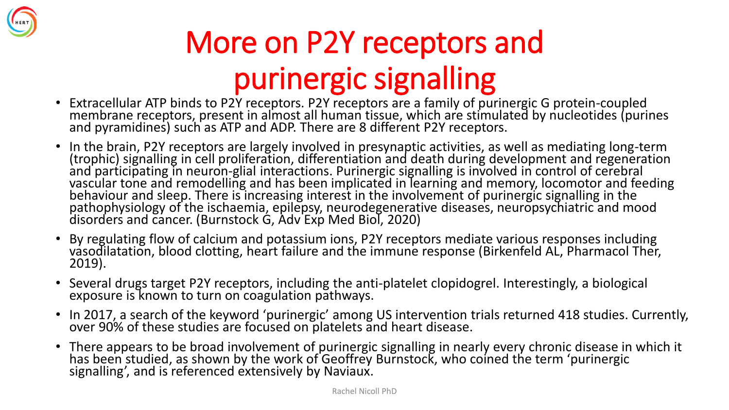# More on P2Y receptors and purinergic signalling

- Extracellular ATP binds to P2Y receptors. P2Y receptors are a family of purinergic G protein-coupled membrane receptors, present in almost all human tissue, which are stimulated by nucleotides (purines and pyramidines) such as ATP and ADP. There are 8 different P2Y receptors.
- In the brain, P2Y receptors are largely involved in presynaptic activities, as well as mediating long-term (trophic) signalling in cell proliferation, differentiation and death during development and regeneration and participating in neuron-glial interactions. Purinergic signalling is involved in control of cerebral vascular tone and remodelling and has been implicated in learning and memory, locomotor and feeding behaviour and sleep. There is increasing interest in the involvement of purinergic signalling in the pathophysiology of the ischaemia, epilepsy, neurodegenerative diseases, neuropsychiatric and mood disorders and cancer. (Burnstock G, Adv Exp Med Biol, 2020)
- By regulating flow of calcium and potassium ions, P2Y receptors mediate various responses including vasodilatation, blood clotting, heart failure and the immune response (Birkenfeld AL, Pharmacol Ther, 2019).
- Several drugs target P2Y receptors, including the anti-platelet clopidogrel. Interestingly, a biological exposure is known to turn on coagulation pathways.
- In 2017, a search of the keyword 'purinergic' among US intervention trials returned 418 studies. Currently, over 90% of these studies are focused on platelets and heart disease.
- There appears to be broad involvement of purinergic signalling in nearly every chronic disease in which it has been studied, as shown by the work of Geoffrey Burnstock, who coined the term 'purinergic signalling', and is referenced extensively by Naviaux.

Rachel Nicoll PhD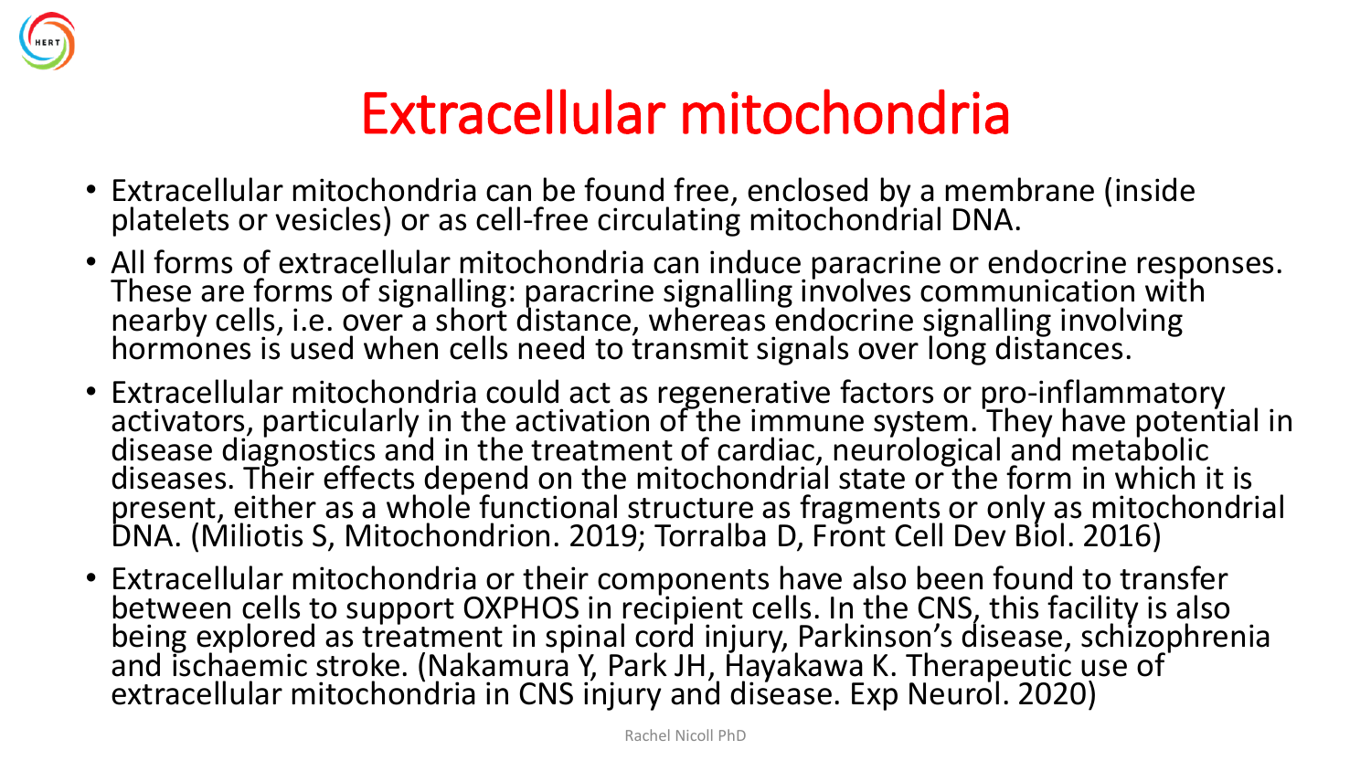# Extracellular mitochondria

- Extracellular mitochondria can be found free, enclosed by a membrane (inside platelets or vesicles) or as cell-free circulating mitochondrial DNA.
- All forms of extracellular mitochondria can induce paracrine or endocrine responses. These are forms of signalling: paracrine signalling involves communication with nearby cells, i.e. over a short distance, whereas endocrine signalling involving hormones is used when cells need to transmit signals over long distances.
- Extracellular mitochondria could act as regenerative factors or pro-inflammatory activators, particularly in the activation of the immune system. They have potential in disease diagnostics and in the treatment of cardiac, neurological and metabolic diseases. Their effects depend on the mitochondrial state or the form in which it is present, either as a whole functional structure as fragments or only as mitochondrial DNA. (Miliotis S, Mitochondrion. 2019; Torralba D, Front Cell Dev Biol. 2016)
- Extracellular mitochondria or their components have also been found to transfer between cells to support OXPHOS in recipient cells. In the CNS, this facility is also being explored as treatment in spinal cord injury, Parkinson's disease, schizophrenia and ischaemic stroke. (Nakamura Y, Park JH, Hayakawa K. Therapeutic use of extracellular mitochondria in CNS injury and disease. Exp Neurol. 2020)

Rachel Nicoll PhD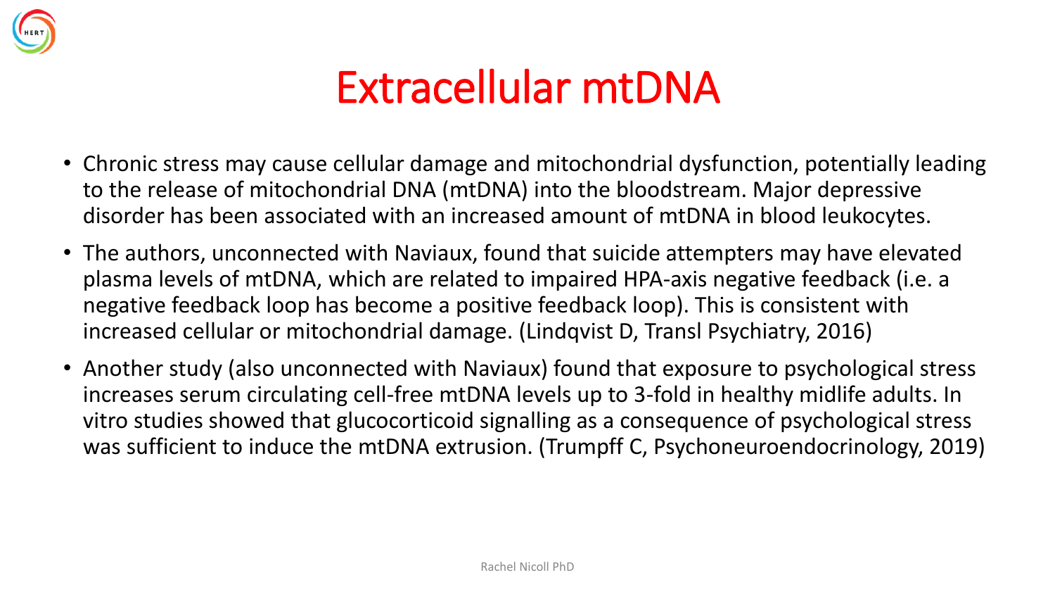# Extracellular mtDNA

- Chronic stress may cause cellular damage and mitochondrial dysfunction, potentially leading to the release of mitochondrial DNA (mtDNA) into the bloodstream. Major depressive disorder has been associated with an increased amount of mtDNA in blood leukocytes.
- The authors, unconnected with Naviaux, found that suicide attempters may have elevated plasma levels of mtDNA, which are related to impaired HPA-axis negative feedback (i.e. a negative feedback loop has become a positive feedback loop). This is consistent with increased cellular or mitochondrial damage. (Lindqvist D, Transl Psychiatry, 2016)
- Another study (also unconnected with Naviaux) found that exposure to psychological stress increases serum circulating cell-free mtDNA levels up to 3-fold in healthy midlife adults. In vitro studies showed that glucocorticoid signalling as a consequence of psychological stress was sufficient to induce the mtDNA extrusion. (Trumpff C, Psychoneuroendocrinology, 2019)